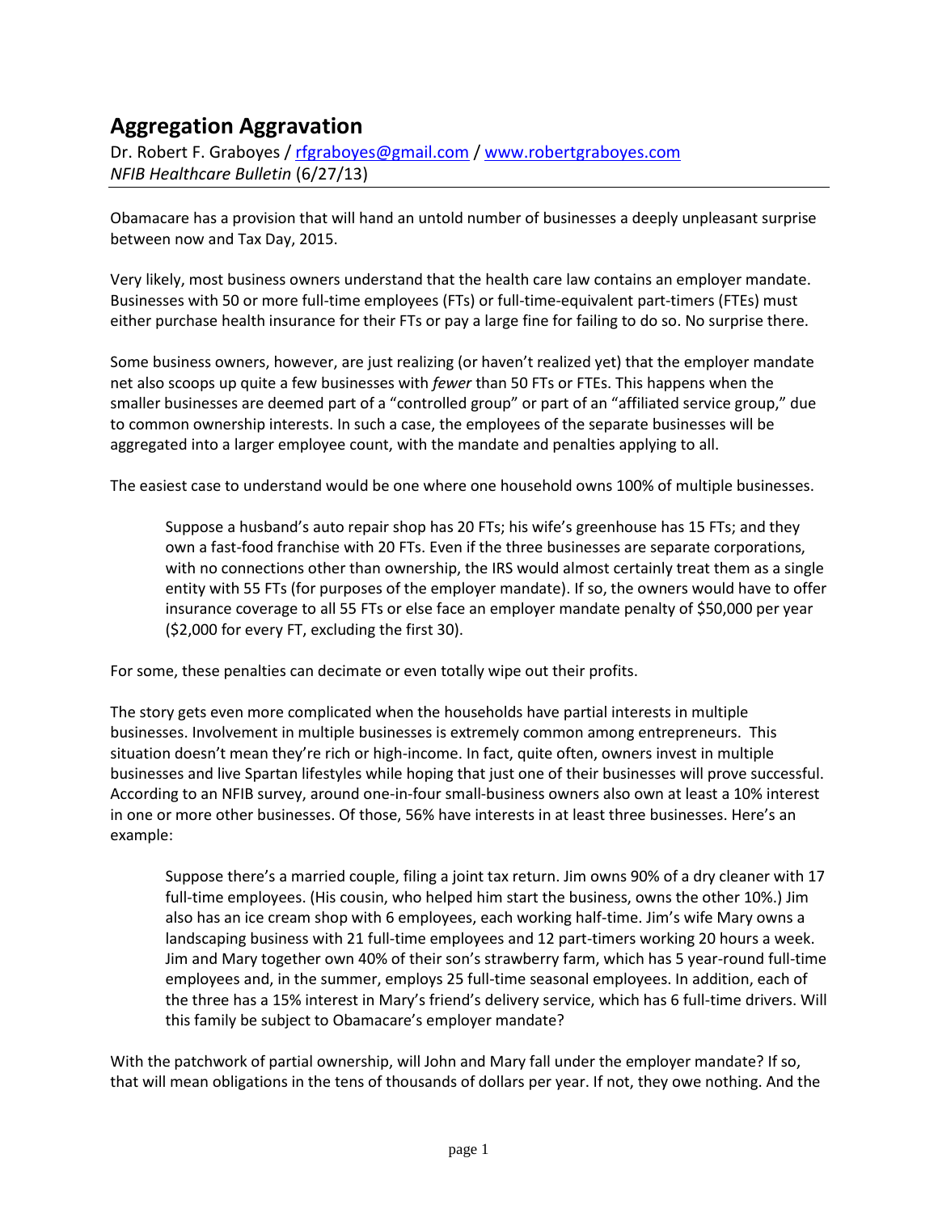# Aggregation Aggravation

Dr. Robert F. Graboyes / rfgraboyes@gmail.com / www.robertgraboyes.com
*NFIB Healthcare Bulletin* (6/27/13)

Obamacare has a provision that will hand an untold number of businesses a deeply unpleasant surprise between now and Tax Day, 2015.

Very likely, most business owners understand that the health care law contains an employer mandate. Businesses with 50 or more full-time employees (FTs) or full-time-equivalent part-timers (FTEs) must either purchase health insurance for their FTs or pay a large fine for failing to do so. No surprise there.

Some business owners, however, are just realizing (or haven't realized yet) that the employer mandate net also scoops up quite a few businesses with *fewer* than 50 FTs or FTEs. This happens when the smaller businesses are deemed part of a "controlled group" or part of an "affiliated service group," due to common ownership interests. In such a case, the employees of the separate businesses will be aggregated into a larger employee count, with the mandate and penalties applying to all.

The easiest case to understand would be one where one household owns 100% of multiple businesses.

> Suppose a husband's auto repair shop has 20 FTs; his wife's greenhouse has 15 FTs; and they own a fast-food franchise with 20 FTs. Even if the three businesses are separate corporations, with no connections other than ownership, the IRS would almost certainly treat them as a single entity with 55 FTs (for purposes of the employer mandate). If so, the owners would have to offer insurance coverage to all 55 FTs or else face an employer mandate penalty of $50,000 per year ($2,000 for every FT, excluding the first 30).

For some, these penalties can decimate or even totally wipe out their profits.

The story gets even more complicated when the households have partial interests in multiple businesses. Involvement in multiple businesses is extremely common among entrepreneurs. This situation doesn't mean they're rich or high-income. In fact, quite often, owners invest in multiple businesses and live Spartan lifestyles while hoping that just one of their businesses will prove successful. According to an NFIB survey, around one-in-four small-business owners also own at least a 10% interest in one or more other businesses. Of those, 56% have interests in at least three businesses. Here's an example:

> Suppose there's a married couple, filing a joint tax return. Jim owns 90% of a dry cleaner with 17 full-time employees. (His cousin, who helped him start the business, owns the other 10%.) Jim also has an ice cream shop with 6 employees, each working half-time. Jim's wife Mary owns a landscaping business with 21 full-time employees and 12 part-timers working 20 hours a week. Jim and Mary together own 40% of their son's strawberry farm, which has 5 year-round full-time employees and, in the summer, employs 25 full-time seasonal employees. In addition, each of the three has a 15% interest in Mary's friend's delivery service, which has 6 full-time drivers. Will this family be subject to Obamacare's employer mandate?

With the patchwork of partial ownership, will John and Mary fall under the employer mandate? If so, that will mean obligations in the tens of thousands of dollars per year. If not, they owe nothing. And the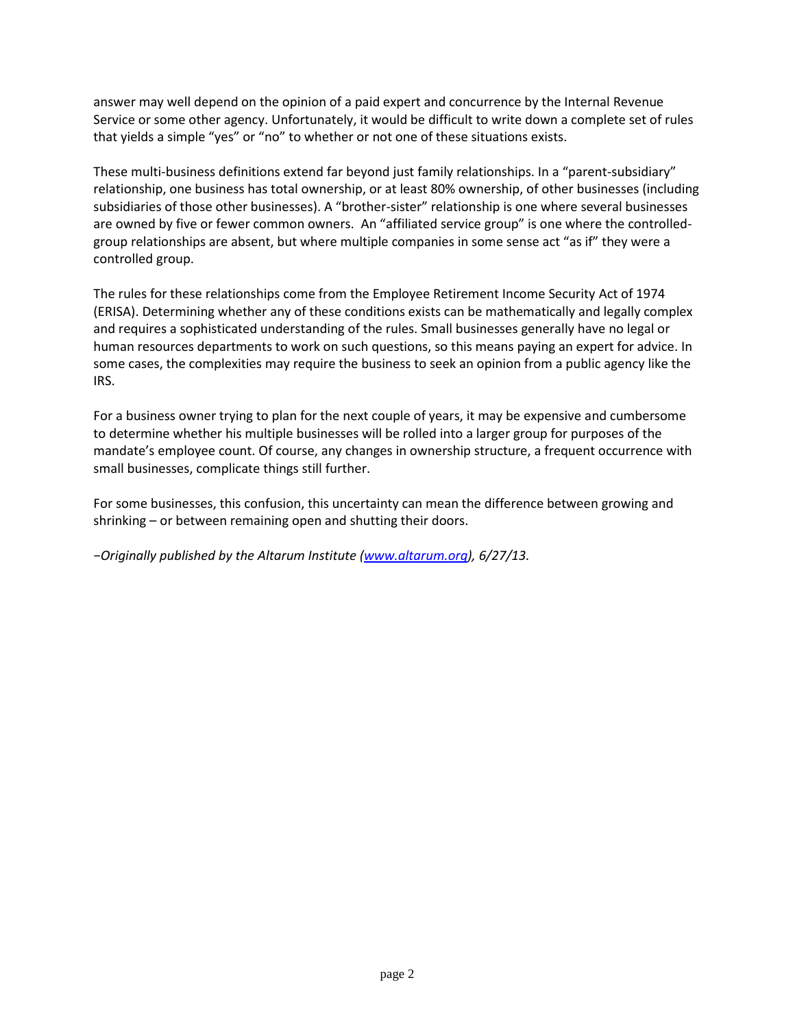answer may well depend on the opinion of a paid expert and concurrence by the Internal Revenue Service or some other agency. Unfortunately, it would be difficult to write down a complete set of rules that yields a simple "yes" or "no" to whether or not one of these situations exists.

These multi-business definitions extend far beyond just family relationships. In a "parent-subsidiary" relationship, one business has total ownership, or at least 80% ownership, of other businesses (including subsidiaries of those other businesses). A "brother-sister" relationship is one where several businesses are owned by five or fewer common owners. An "affiliated service group" is one where the controlled-group relationships are absent, but where multiple companies in some sense act "as if" they were a controlled group.

The rules for these relationships come from the Employee Retirement Income Security Act of 1974 (ERISA). Determining whether any of these conditions exists can be mathematically and legally complex and requires a sophisticated understanding of the rules. Small businesses generally have no legal or human resources departments to work on such questions, so this means paying an expert for advice. In some cases, the complexities may require the business to seek an opinion from a public agency like the IRS.

For a business owner trying to plan for the next couple of years, it may be expensive and cumbersome to determine whether his multiple businesses will be rolled into a larger group for purposes of the mandate's employee count. Of course, any changes in ownership structure, a frequent occurrence with small businesses, complicate things still further.

For some businesses, this confusion, this uncertainty can mean the difference between growing and shrinking – or between remaining open and shutting their doors.

*−Originally published by the Altarum Institute ([www.altarum.org](http://www.altarum.org)), 6/27/13.*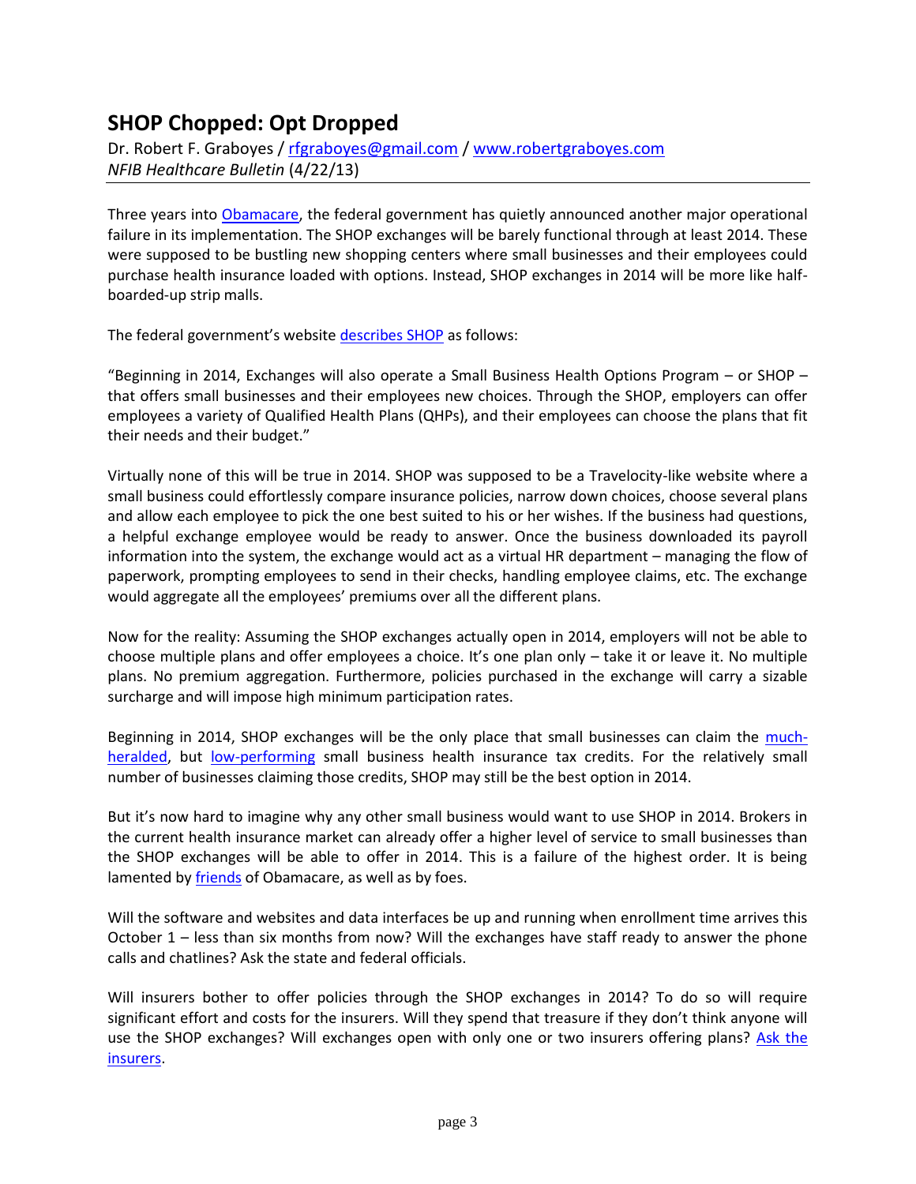## SHOP Chopped: Opt Dropped

Dr. Robert F. Graboyes / rfgraboyes@gmail.com / www.robertgraboyes.com
*NFIB Healthcare Bulletin* (4/22/13)

---

Three years into Obamacare, the federal government has quietly announced another major operational failure in its implementation. The SHOP exchanges will be barely functional through at least 2014. These were supposed to be bustling new shopping centers where small businesses and their employees could purchase health insurance loaded with options. Instead, SHOP exchanges in 2014 will be more like half-boarded-up strip malls.

The federal government's website describes SHOP as follows:

"Beginning in 2014, Exchanges will also operate a Small Business Health Options Program – or SHOP – that offers small businesses and their employees new choices. Through the SHOP, employers can offer employees a variety of Qualified Health Plans (QHPs), and their employees can choose the plans that fit their needs and their budget."

Virtually none of this will be true in 2014. SHOP was supposed to be a Travelocity-like website where a small business could effortlessly compare insurance policies, narrow down choices, choose several plans and allow each employee to pick the one best suited to his or her wishes. If the business had questions, a helpful exchange employee would be ready to answer. Once the business downloaded its payroll information into the system, the exchange would act as a virtual HR department – managing the flow of paperwork, prompting employees to send in their checks, handling employee claims, etc. The exchange would aggregate all the employees' premiums over all the different plans.

Now for the reality: Assuming the SHOP exchanges actually open in 2014, employers will not be able to choose multiple plans and offer employees a choice. It's one plan only – take it or leave it. No multiple plans. No premium aggregation. Furthermore, policies purchased in the exchange will carry a sizable surcharge and will impose high minimum participation rates.

Beginning in 2014, SHOP exchanges will be the only place that small businesses can claim the much-heralded, but low-performing small business health insurance tax credits. For the relatively small number of businesses claiming those credits, SHOP may still be the best option in 2014.

But it's now hard to imagine why any other small business would want to use SHOP in 2014. Brokers in the current health insurance market can already offer a higher level of service to small businesses than the SHOP exchanges will be able to offer in 2014. This is a failure of the highest order. It is being lamented by friends of Obamacare, as well as by foes.

Will the software and websites and data interfaces be up and running when enrollment time arrives this October 1 – less than six months from now? Will the exchanges have staff ready to answer the phone calls and chatlines? Ask the state and federal officials.

Will insurers bother to offer policies through the SHOP exchanges in 2014? To do so will require significant effort and costs for the insurers. Will they spend that treasure if they don't think anyone will use the SHOP exchanges? Will exchanges open with only one or two insurers offering plans? Ask the insurers.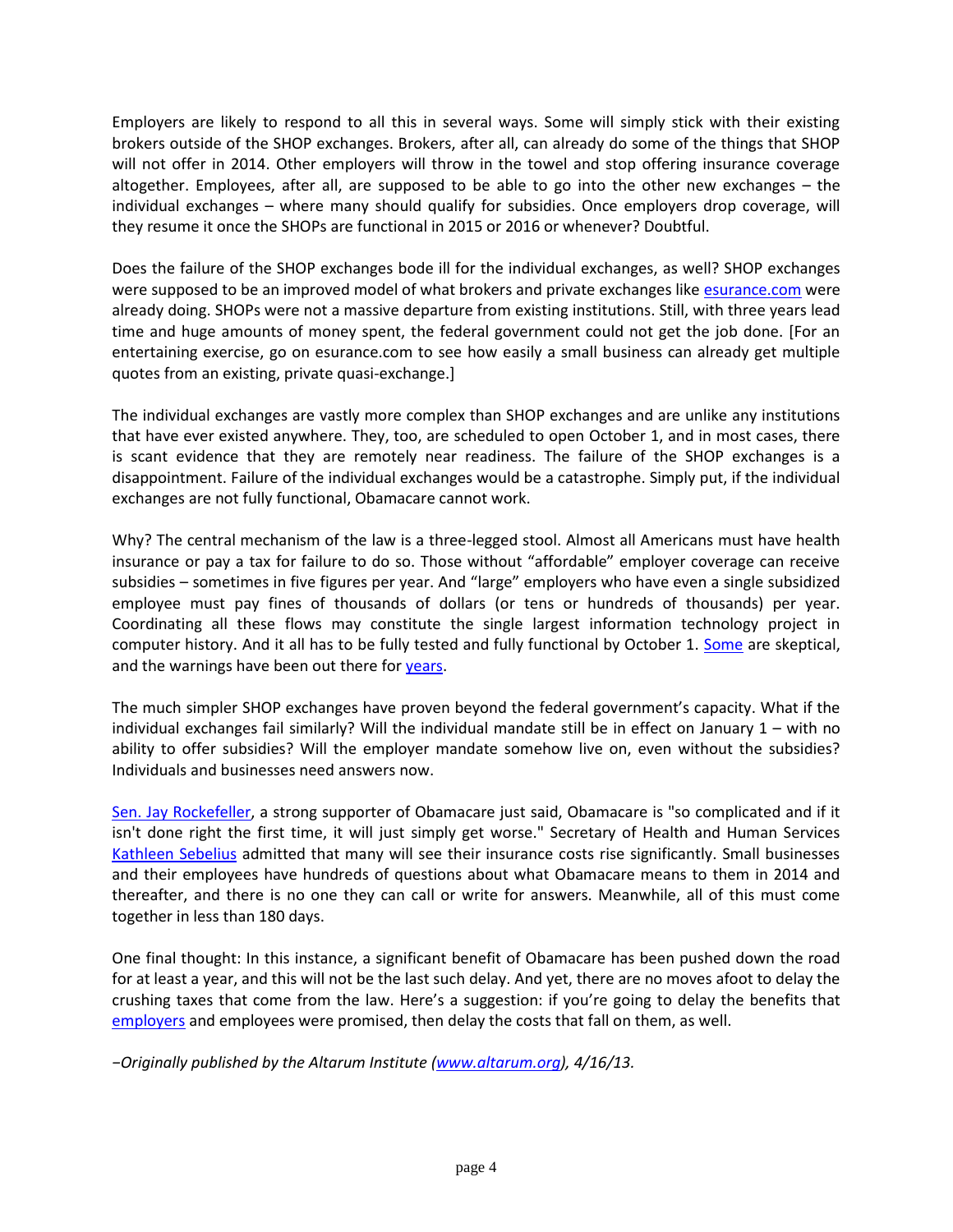Employers are likely to respond to all this in several ways. Some will simply stick with their existing brokers outside of the SHOP exchanges. Brokers, after all, can already do some of the things that SHOP will not offer in 2014. Other employers will throw in the towel and stop offering insurance coverage altogether. Employees, after all, are supposed to be able to go into the other new exchanges – the individual exchanges – where many should qualify for subsidies. Once employers drop coverage, will they resume it once the SHOPs are functional in 2015 or 2016 or whenever? Doubtful.

Does the failure of the SHOP exchanges bode ill for the individual exchanges, as well? SHOP exchanges were supposed to be an improved model of what brokers and private exchanges like esurance.com were already doing. SHOPs were not a massive departure from existing institutions. Still, with three years lead time and huge amounts of money spent, the federal government could not get the job done. [For an entertaining exercise, go on esurance.com to see how easily a small business can already get multiple quotes from an existing, private quasi-exchange.]

The individual exchanges are vastly more complex than SHOP exchanges and are unlike any institutions that have ever existed anywhere. They, too, are scheduled to open October 1, and in most cases, there is scant evidence that they are remotely near readiness. The failure of the SHOP exchanges is a disappointment. Failure of the individual exchanges would be a catastrophe. Simply put, if the individual exchanges are not fully functional, Obamacare cannot work.

Why? The central mechanism of the law is a three-legged stool. Almost all Americans must have health insurance or pay a tax for failure to do so. Those without "affordable" employer coverage can receive subsidies – sometimes in five figures per year. And "large" employers who have even a single subsidized employee must pay fines of thousands of dollars (or tens or hundreds of thousands) per year. Coordinating all these flows may constitute the single largest information technology project in computer history. And it all has to be fully tested and fully functional by October 1. Some are skeptical, and the warnings have been out there for years.

The much simpler SHOP exchanges have proven beyond the federal government's capacity. What if the individual exchanges fail similarly? Will the individual mandate still be in effect on January 1 – with no ability to offer subsidies? Will the employer mandate somehow live on, even without the subsidies? Individuals and businesses need answers now.

Sen. Jay Rockefeller, a strong supporter of Obamacare just said, Obamacare is "so complicated and if it isn't done right the first time, it will just simply get worse." Secretary of Health and Human Services Kathleen Sebelius admitted that many will see their insurance costs rise significantly. Small businesses and their employees have hundreds of questions about what Obamacare means to them in 2014 and thereafter, and there is no one they can call or write for answers. Meanwhile, all of this must come together in less than 180 days.

One final thought: In this instance, a significant benefit of Obamacare has been pushed down the road for at least a year, and this will not be the last such delay. And yet, there are no moves afoot to delay the crushing taxes that come from the law. Here's a suggestion: if you're going to delay the benefits that employers and employees were promised, then delay the costs that fall on them, as well.

*−Originally published by the Altarum Institute (www.altarum.org), 4/16/13.*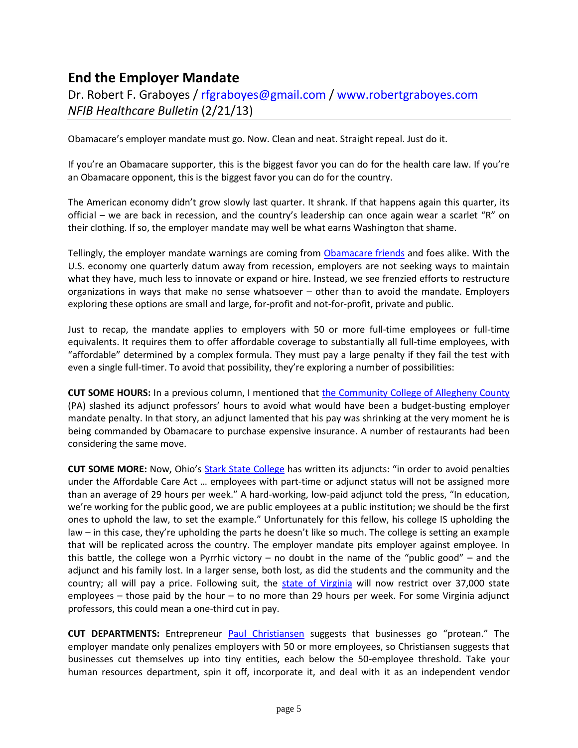## End the Employer Mandate

Dr. Robert F. Graboyes / rfgraboyes@gmail.com / www.robertgraboyes.com
*NFIB Healthcare Bulletin* (2/21/13)

Obamacare's employer mandate must go. Now. Clean and neat. Straight repeal. Just do it.

If you're an Obamacare supporter, this is the biggest favor you can do for the health care law. If you're an Obamacare opponent, this is the biggest favor you can do for the country.

The American economy didn't grow slowly last quarter. It shrank. If that happens again this quarter, its official – we are back in recession, and the country's leadership can once again wear a scarlet "R" on their clothing. If so, the employer mandate may well be what earns Washington that shame.

Tellingly, the employer mandate warnings are coming from Obamacare friends and foes alike. With the U.S. economy one quarterly datum away from recession, employers are not seeking ways to maintain what they have, much less to innovate or expand or hire. Instead, we see frenzied efforts to restructure organizations in ways that make no sense whatsoever – other than to avoid the mandate. Employers exploring these options are small and large, for-profit and not-for-profit, private and public.

Just to recap, the mandate applies to employers with 50 or more full-time employees or full-time equivalents. It requires them to offer affordable coverage to substantially all full-time employees, with "affordable" determined by a complex formula. They must pay a large penalty if they fail the test with even a single full-timer. To avoid that possibility, they're exploring a number of possibilities:

**CUT SOME HOURS:** In a previous column, I mentioned that the Community College of Allegheny County (PA) slashed its adjunct professors' hours to avoid what would have been a budget-busting employer mandate penalty. In that story, an adjunct lamented that his pay was shrinking at the very moment he is being commanded by Obamacare to purchase expensive insurance. A number of restaurants had been considering the same move.

**CUT SOME MORE:** Now, Ohio's Stark State College has written its adjuncts: "in order to avoid penalties under the Affordable Care Act … employees with part-time or adjunct status will not be assigned more than an average of 29 hours per week." A hard-working, low-paid adjunct told the press, "In education, we're working for the public good, we are public employees at a public institution; we should be the first ones to uphold the law, to set the example." Unfortunately for this fellow, his college IS upholding the law – in this case, they're upholding the parts he doesn't like so much. The college is setting an example that will be replicated across the country. The employer mandate pits employer against employee. In this battle, the college won a Pyrrhic victory – no doubt in the name of the "public good" – and the adjunct and his family lost. In a larger sense, both lost, as did the students and the community and the country; all will pay a price. Following suit, the state of Virginia will now restrict over 37,000 state employees – those paid by the hour – to no more than 29 hours per week. For some Virginia adjunct professors, this could mean a one-third cut in pay.

**CUT DEPARTMENTS:** Entrepreneur Paul Christiansen suggests that businesses go "protean." The employer mandate only penalizes employers with 50 or more employees, so Christiansen suggests that businesses cut themselves up into tiny entities, each below the 50-employee threshold. Take your human resources department, spin it off, incorporate it, and deal with it as an independent vendor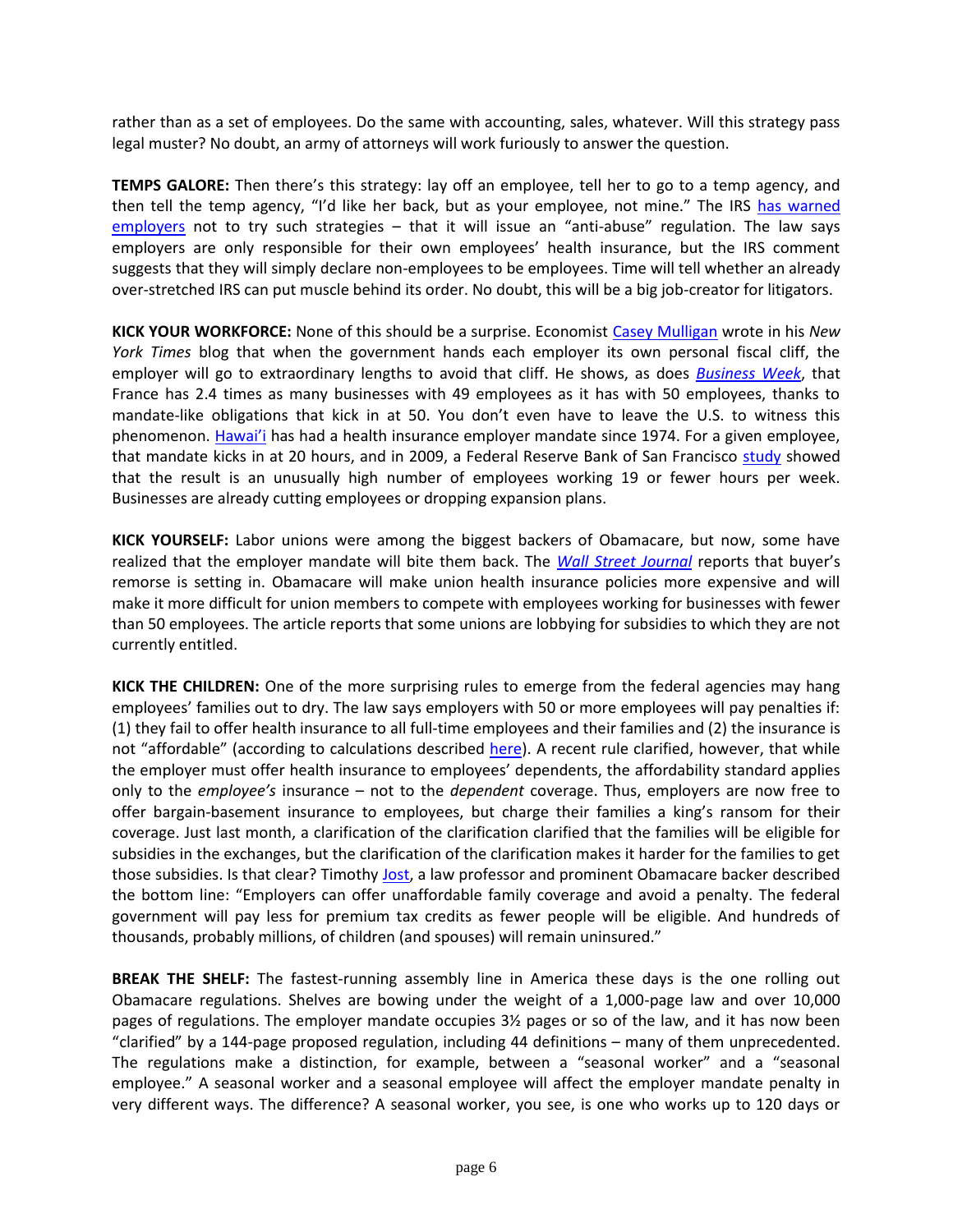rather than as a set of employees. Do the same with accounting, sales, whatever. Will this strategy pass legal muster? No doubt, an army of attorneys will work furiously to answer the question.

**TEMPS GALORE:** Then there's this strategy: lay off an employee, tell her to go to a temp agency, and then tell the temp agency, "I'd like her back, but as your employee, not mine." The IRS has warned employers not to try such strategies – that it will issue an "anti-abuse" regulation. The law says employers are only responsible for their own employees' health insurance, but the IRS comment suggests that they will simply declare non-employees to be employees. Time will tell whether an already over-stretched IRS can put muscle behind its order. No doubt, this will be a big job-creator for litigators.

**KICK YOUR WORKFORCE:** None of this should be a surprise. Economist Casey Mulligan wrote in his *New York Times* blog that when the government hands each employer its own personal fiscal cliff, the employer will go to extraordinary lengths to avoid that cliff. He shows, as does *Business Week*, that France has 2.4 times as many businesses with 49 employees as it has with 50 employees, thanks to mandate-like obligations that kick in at 50. You don't even have to leave the U.S. to witness this phenomenon. Hawai'i has had a health insurance employer mandate since 1974. For a given employee, that mandate kicks in at 20 hours, and in 2009, a Federal Reserve Bank of San Francisco study showed that the result is an unusually high number of employees working 19 or fewer hours per week. Businesses are already cutting employees or dropping expansion plans.

**KICK YOURSELF:** Labor unions were among the biggest backers of Obamacare, but now, some have realized that the employer mandate will bite them back. The *Wall Street Journal* reports that buyer's remorse is setting in. Obamacare will make union health insurance policies more expensive and will make it more difficult for union members to compete with employees working for businesses with fewer than 50 employees. The article reports that some unions are lobbying for subsidies to which they are not currently entitled.

**KICK THE CHILDREN:** One of the more surprising rules to emerge from the federal agencies may hang employees' families out to dry. The law says employers with 50 or more employees will pay penalties if: (1) they fail to offer health insurance to all full-time employees and their families and (2) the insurance is not "affordable" (according to calculations described here). A recent rule clarified, however, that while the employer must offer health insurance to employees' dependents, the affordability standard applies only to the *employee's* insurance – not to the *dependent* coverage. Thus, employers are now free to offer bargain-basement insurance to employees, but charge their families a king's ransom for their coverage. Just last month, a clarification of the clarification clarified that the families will be eligible for subsidies in the exchanges, but the clarification of the clarification makes it harder for the families to get those subsidies. Is that clear? Timothy Jost, a law professor and prominent Obamacare backer described the bottom line: "Employers can offer unaffordable family coverage and avoid a penalty. The federal government will pay less for premium tax credits as fewer people will be eligible. And hundreds of thousands, probably millions, of children (and spouses) will remain uninsured."

**BREAK THE SHELF:** The fastest-running assembly line in America these days is the one rolling out Obamacare regulations. Shelves are bowing under the weight of a 1,000-page law and over 10,000 pages of regulations. The employer mandate occupies 3½ pages or so of the law, and it has now been "clarified" by a 144-page proposed regulation, including 44 definitions – many of them unprecedented. The regulations make a distinction, for example, between a "seasonal worker" and a "seasonal employee." A seasonal worker and a seasonal employee will affect the employer mandate penalty in very different ways. The difference? A seasonal worker, you see, is one who works up to 120 days or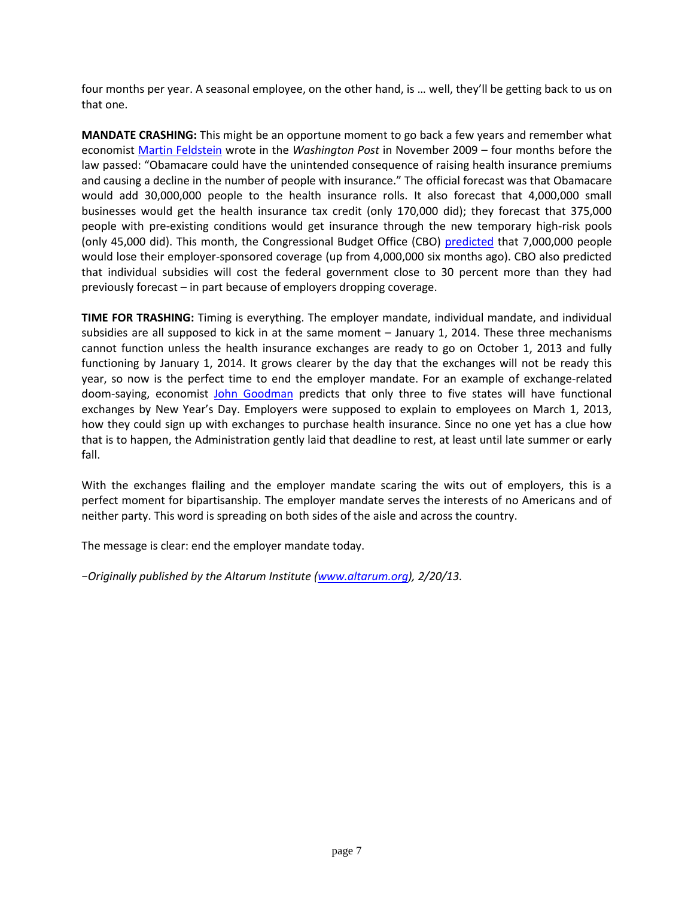four months per year. A seasonal employee, on the other hand, is … well, they'll be getting back to us on that one.

**MANDATE CRASHING:** This might be an opportune moment to go back a few years and remember what economist Martin Feldstein wrote in the *Washington Post* in November 2009 – four months before the law passed: "Obamacare could have the unintended consequence of raising health insurance premiums and causing a decline in the number of people with insurance." The official forecast was that Obamacare would add 30,000,000 people to the health insurance rolls. It also forecast that 4,000,000 small businesses would get the health insurance tax credit (only 170,000 did); they forecast that 375,000 people with pre-existing conditions would get insurance through the new temporary high-risk pools (only 45,000 did). This month, the Congressional Budget Office (CBO) predicted that 7,000,000 people would lose their employer-sponsored coverage (up from 4,000,000 six months ago). CBO also predicted that individual subsidies will cost the federal government close to 30 percent more than they had previously forecast – in part because of employers dropping coverage.

**TIME FOR TRASHING:** Timing is everything. The employer mandate, individual mandate, and individual subsidies are all supposed to kick in at the same moment – January 1, 2014. These three mechanisms cannot function unless the health insurance exchanges are ready to go on October 1, 2013 and fully functioning by January 1, 2014. It grows clearer by the day that the exchanges will not be ready this year, so now is the perfect time to end the employer mandate. For an example of exchange-related doom-saying, economist John Goodman predicts that only three to five states will have functional exchanges by New Year's Day. Employers were supposed to explain to employees on March 1, 2013, how they could sign up with exchanges to purchase health insurance. Since no one yet has a clue how that is to happen, the Administration gently laid that deadline to rest, at least until late summer or early fall.

With the exchanges flailing and the employer mandate scaring the wits out of employers, this is a perfect moment for bipartisanship. The employer mandate serves the interests of no Americans and of neither party. This word is spreading on both sides of the aisle and across the country.

The message is clear: end the employer mandate today.

*−Originally published by the Altarum Institute (www.altarum.org), 2/20/13.*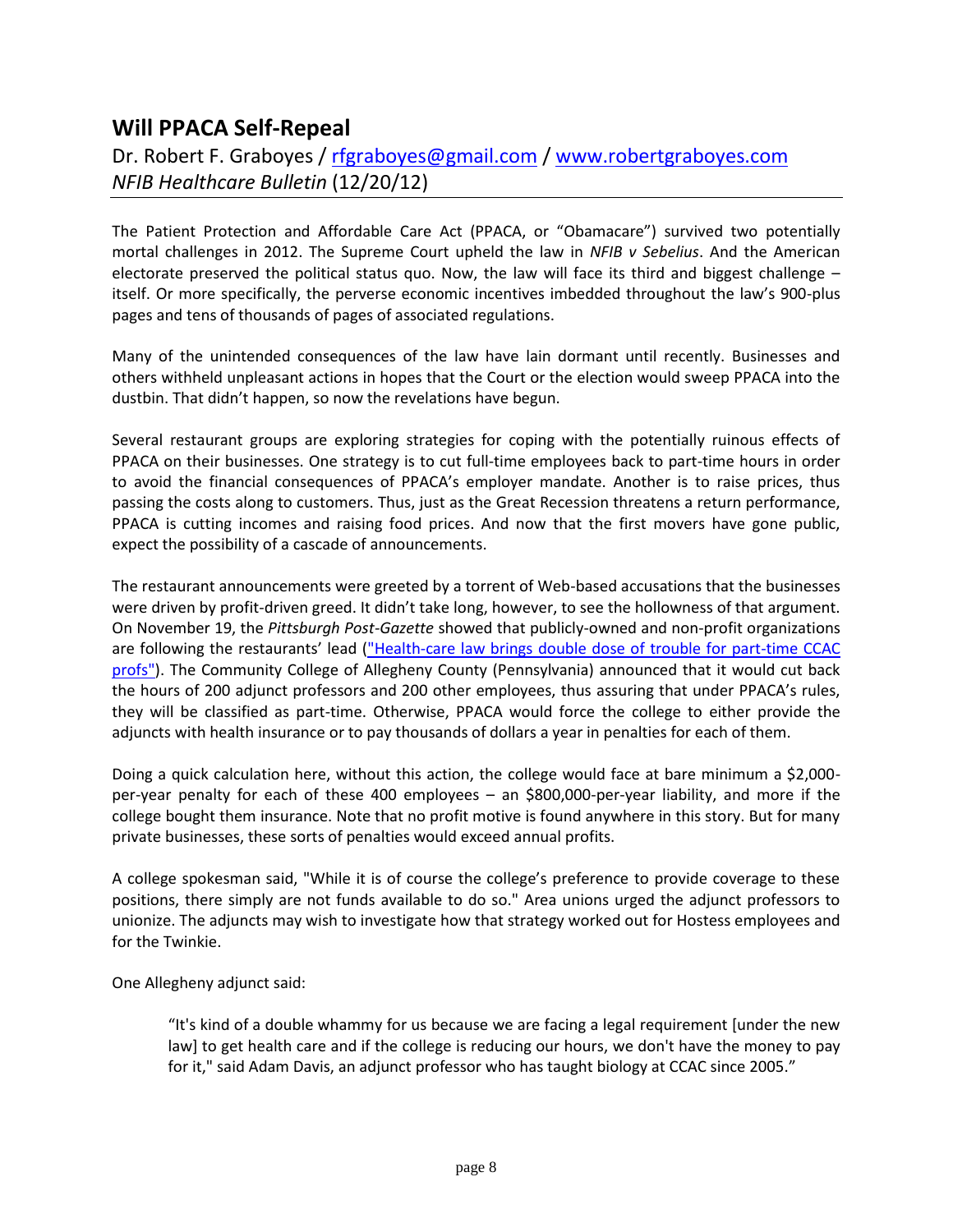## Will PPACA Self-Repeal

Dr. Robert F. Graboyes / [rfgraboyes@gmail.com](mailto:rfgraboyes@gmail.com) / [www.robertgraboyes.com](http://www.robertgraboyes.com)
*NFIB Healthcare Bulletin* (12/20/12)

The Patient Protection and Affordable Care Act (PPACA, or "Obamacare") survived two potentially mortal challenges in 2012. The Supreme Court upheld the law in *NFIB v Sebelius*. And the American electorate preserved the political status quo. Now, the law will face its third and biggest challenge – itself. Or more specifically, the perverse economic incentives imbedded throughout the law's 900-plus pages and tens of thousands of pages of associated regulations.

Many of the unintended consequences of the law have lain dormant until recently. Businesses and others withheld unpleasant actions in hopes that the Court or the election would sweep PPACA into the dustbin. That didn't happen, so now the revelations have begun.

Several restaurant groups are exploring strategies for coping with the potentially ruinous effects of PPACA on their businesses. One strategy is to cut full-time employees back to part-time hours in order to avoid the financial consequences of PPACA's employer mandate. Another is to raise prices, thus passing the costs along to customers. Thus, just as the Great Recession threatens a return performance, PPACA is cutting incomes and raising food prices. And now that the first movers have gone public, expect the possibility of a cascade of announcements.

The restaurant announcements were greeted by a torrent of Web-based accusations that the businesses were driven by profit-driven greed. It didn't take long, however, to see the hollowness of that argument. On November 19, the *Pittsburgh Post-Gazette* showed that publicly-owned and non-profit organizations are following the restaurants' lead ("Health-care law brings double dose of trouble for part-time CCAC profs"). The Community College of Allegheny County (Pennsylvania) announced that it would cut back the hours of 200 adjunct professors and 200 other employees, thus assuring that under PPACA's rules, they will be classified as part-time. Otherwise, PPACA would force the college to either provide the adjuncts with health insurance or to pay thousands of dollars a year in penalties for each of them.

Doing a quick calculation here, without this action, the college would face at bare minimum a $2,000-per-year penalty for each of these 400 employees – an $800,000-per-year liability, and more if the college bought them insurance. Note that no profit motive is found anywhere in this story. But for many private businesses, these sorts of penalties would exceed annual profits.

A college spokesman said, "While it is of course the college's preference to provide coverage to these positions, there simply are not funds available to do so." Area unions urged the adjunct professors to unionize. The adjuncts may wish to investigate how that strategy worked out for Hostess employees and for the Twinkie.

One Allegheny adjunct said:

> "It's kind of a double whammy for us because we are facing a legal requirement [under the new law] to get health care and if the college is reducing our hours, we don't have the money to pay for it," said Adam Davis, an adjunct professor who has taught biology at CCAC since 2005."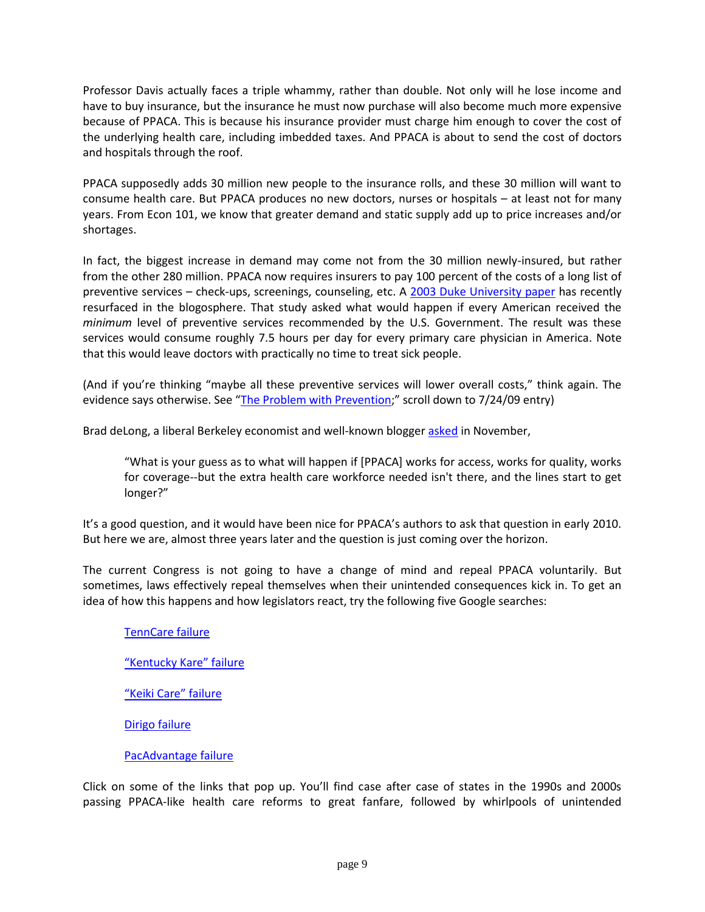Professor Davis actually faces a triple whammy, rather than double. Not only will he lose income and have to buy insurance, but the insurance he must now purchase will also become much more expensive because of PPACA. This is because his insurance provider must charge him enough to cover the cost of the underlying health care, including imbedded taxes. And PPACA is about to send the cost of doctors and hospitals through the roof.

PPACA supposedly adds 30 million new people to the insurance rolls, and these 30 million will want to consume health care. But PPACA produces no new doctors, nurses or hospitals – at least not for many years. From Econ 101, we know that greater demand and static supply add up to price increases and/or shortages.

In fact, the biggest increase in demand may come not from the 30 million newly-insured, but rather from the other 280 million. PPACA now requires insurers to pay 100 percent of the costs of a long list of preventive services – check-ups, screenings, counseling, etc. A 2003 Duke University paper has recently resurfaced in the blogosphere. That study asked what would happen if every American received the *minimum* level of preventive services recommended by the U.S. Government. The result was these services would consume roughly 7.5 hours per day for every primary care physician in America. Note that this would leave doctors with practically no time to treat sick people.

(And if you're thinking "maybe all these preventive services will lower overall costs," think again. The evidence says otherwise. See "The Problem with Prevention;" scroll down to 7/24/09 entry)

Brad deLong, a liberal Berkeley economist and well-known blogger asked in November,

> "What is your guess as to what will happen if [PPACA] works for access, works for quality, works for coverage--but the extra health care workforce needed isn't there, and the lines start to get longer?"

It's a good question, and it would have been nice for PPACA's authors to ask that question in early 2010. But here we are, almost three years later and the question is just coming over the horizon.

The current Congress is not going to have a change of mind and repeal PPACA voluntarily. But sometimes, laws effectively repeal themselves when their unintended consequences kick in. To get an idea of how this happens and how legislators react, try the following five Google searches:

> TennCare failure
>
> "Kentucky Kare" failure
>
> "Keiki Care" failure
>
> Dirigo failure
>
> PacAdvantage failure

Click on some of the links that pop up. You'll find case after case of states in the 1990s and 2000s passing PPACA-like health care reforms to great fanfare, followed by whirlpools of unintended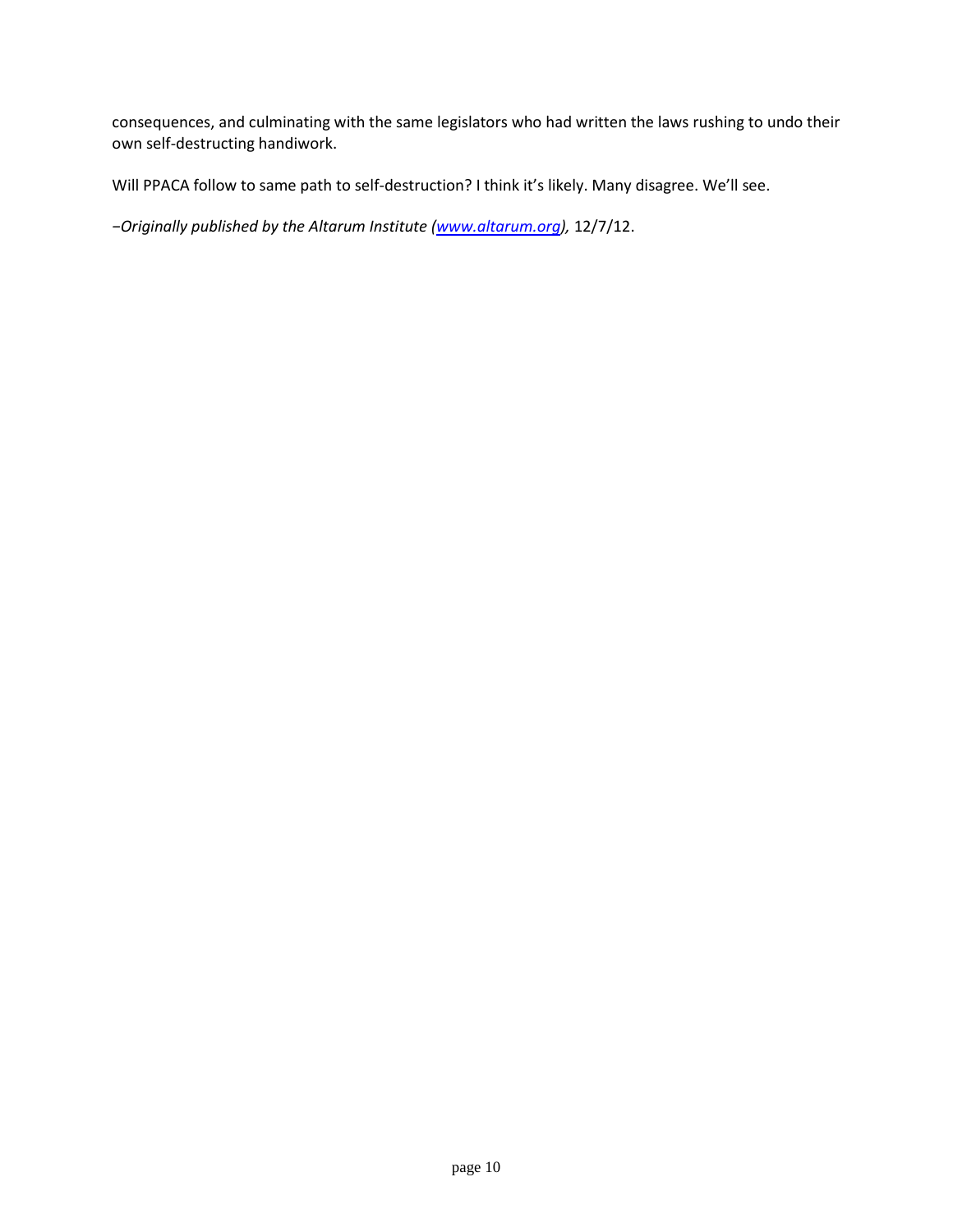consequences, and culminating with the same legislators who had written the laws rushing to undo their own self-destructing handiwork.

Will PPACA follow to same path to self-destruction? I think it's likely. Many disagree. We'll see.

*−Originally published by the Altarum Institute ([www.altarum.org](http://www.altarum.org)),* 12/7/12.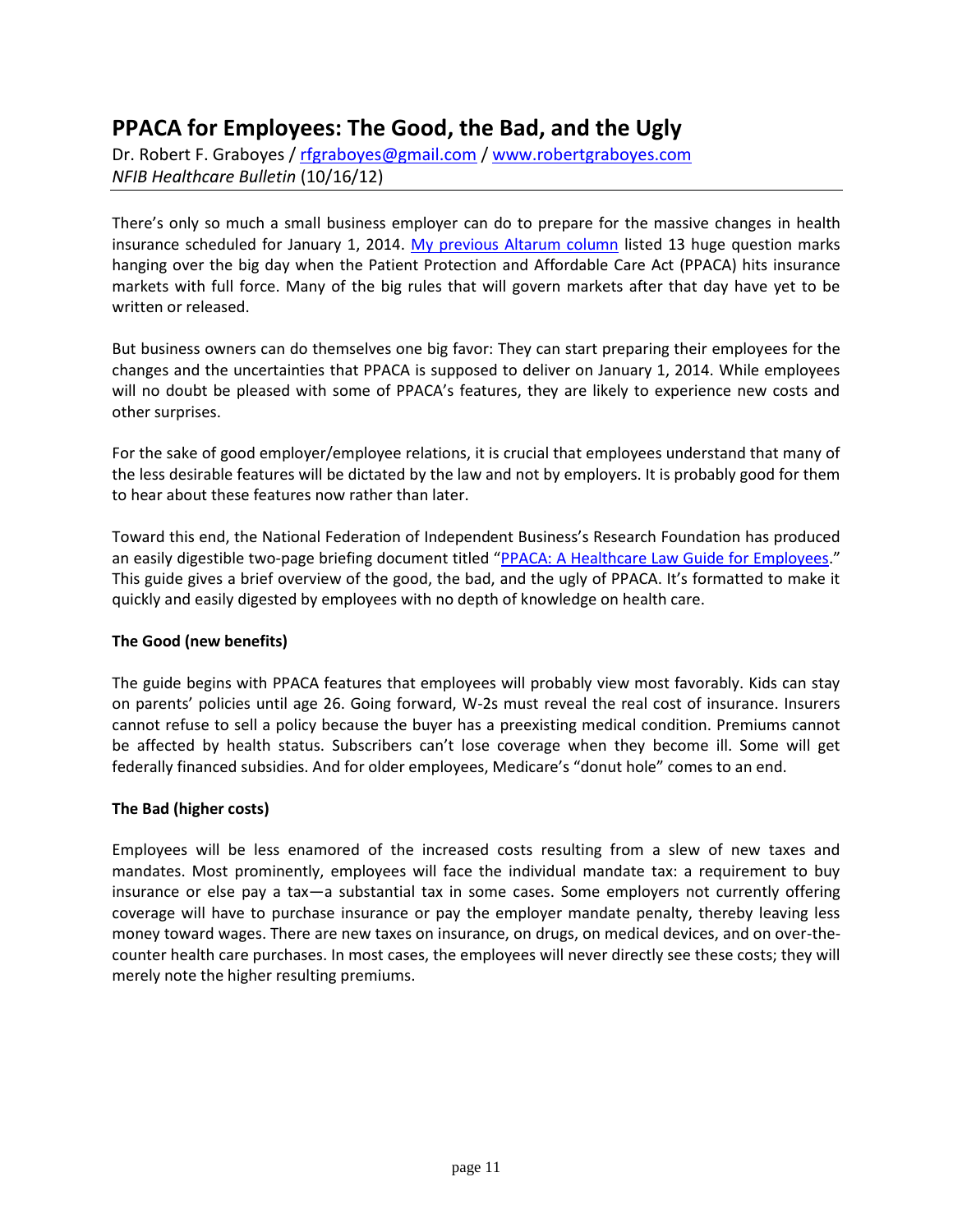## PPACA for Employees: The Good, the Bad, and the Ugly

Dr. Robert F. Graboyes / [rfgraboyes@gmail.com](mailto:rfgraboyes@gmail.com) / [www.robertgraboyes.com](http://www.robertgraboyes.com)
*NFIB Healthcare Bulletin* (10/16/12)

---

There's only so much a small business employer can do to prepare for the massive changes in health insurance scheduled for January 1, 2014. [My previous Altarum column](#) listed 13 huge question marks hanging over the big day when the Patient Protection and Affordable Care Act (PPACA) hits insurance markets with full force. Many of the big rules that will govern markets after that day have yet to be written or released.

But business owners can do themselves one big favor: They can start preparing their employees for the changes and the uncertainties that PPACA is supposed to deliver on January 1, 2014. While employees will no doubt be pleased with some of PPACA's features, they are likely to experience new costs and other surprises.

For the sake of good employer/employee relations, it is crucial that employees understand that many of the less desirable features will be dictated by the law and not by employers. It is probably good for them to hear about these features now rather than later.

Toward this end, the National Federation of Independent Business's Research Foundation has produced an easily digestible two-page briefing document titled "[PPACA: A Healthcare Law Guide for Employees](#)." This guide gives a brief overview of the good, the bad, and the ugly of PPACA. It's formatted to make it quickly and easily digested by employees with no depth of knowledge on health care.

**The Good (new benefits)**

The guide begins with PPACA features that employees will probably view most favorably. Kids can stay on parents' policies until age 26. Going forward, W-2s must reveal the real cost of insurance. Insurers cannot refuse to sell a policy because the buyer has a preexisting medical condition. Premiums cannot be affected by health status. Subscribers can't lose coverage when they become ill. Some will get federally financed subsidies. And for older employees, Medicare's "donut hole" comes to an end.

**The Bad (higher costs)**

Employees will be less enamored of the increased costs resulting from a slew of new taxes and mandates. Most prominently, employees will face the individual mandate tax: a requirement to buy insurance or else pay a tax—a substantial tax in some cases. Some employers not currently offering coverage will have to purchase insurance or pay the employer mandate penalty, thereby leaving less money toward wages. There are new taxes on insurance, on drugs, on medical devices, and on over-the-counter health care purchases. In most cases, the employees will never directly see these costs; they will merely note the higher resulting premiums.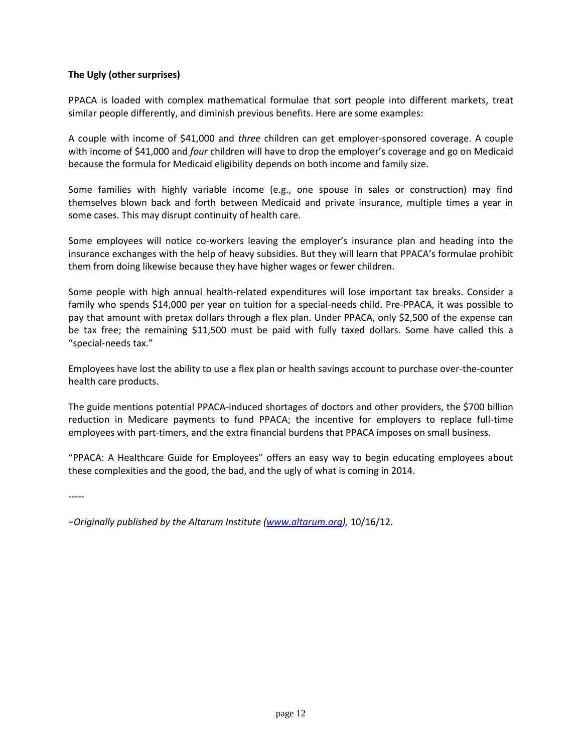**The Ugly (other surprises)**

PPACA is loaded with complex mathematical formulae that sort people into different markets, treat similar people differently, and diminish previous benefits. Here are some examples:

A couple with income of $41,000 and *three* children can get employer-sponsored coverage. A couple with income of $41,000 and *four* children will have to drop the employer's coverage and go on Medicaid because the formula for Medicaid eligibility depends on both income and family size.

Some families with highly variable income (e.g., one spouse in sales or construction) may find themselves blown back and forth between Medicaid and private insurance, multiple times a year in some cases. This may disrupt continuity of health care.

Some employees will notice co-workers leaving the employer's insurance plan and heading into the insurance exchanges with the help of heavy subsidies. But they will learn that PPACA's formulae prohibit them from doing likewise because they have higher wages or fewer children.

Some people with high annual health-related expenditures will lose important tax breaks. Consider a family who spends $14,000 per year on tuition for a special-needs child. Pre-PPACA, it was possible to pay that amount with pretax dollars through a flex plan. Under PPACA, only $2,500 of the expense can be tax free; the remaining $11,500 must be paid with fully taxed dollars. Some have called this a "special-needs tax."

Employees have lost the ability to use a flex plan or health savings account to purchase over-the-counter health care products.

The guide mentions potential PPACA-induced shortages of doctors and other providers, the $700 billion reduction in Medicare payments to fund PPACA; the incentive for employers to replace full-time employees with part-timers, and the extra financial burdens that PPACA imposes on small business.

"PPACA: A Healthcare Guide for Employees" offers an easy way to begin educating employees about these complexities and the good, the bad, and the ugly of what is coming in 2014.

-----

*−Originally published by the Altarum Institute (www.altarum.org),* 10/16/12.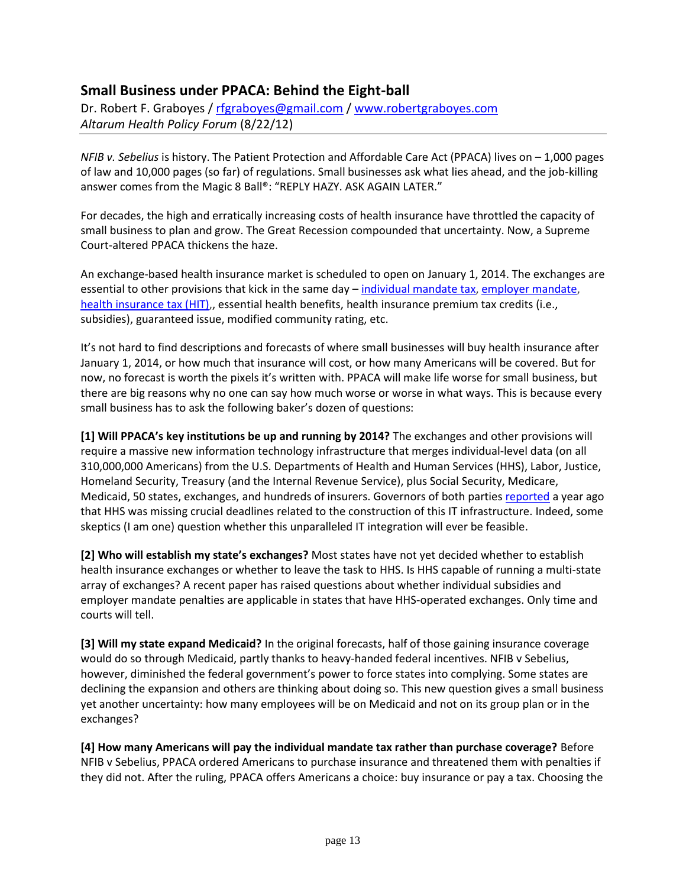## Small Business under PPACA: Behind the Eight-ball

Dr. Robert F. Graboyes / [rfgraboyes@gmail.com](mailto:rfgraboyes@gmail.com) / [www.robertgraboyes.com](http://www.robertgraboyes.com)
*Altarum Health Policy Forum* (8/22/12)

---

*NFIB v. Sebelius* is history. The Patient Protection and Affordable Care Act (PPACA) lives on – 1,000 pages of law and 10,000 pages (so far) of regulations. Small businesses ask what lies ahead, and the job-killing answer comes from the Magic 8 Ball®: "REPLY HAZY. ASK AGAIN LATER."

For decades, the high and erratically increasing costs of health insurance have throttled the capacity of small business to plan and grow. The Great Recession compounded that uncertainty. Now, a Supreme Court-altered PPACA thickens the haze.

An exchange-based health insurance market is scheduled to open on January 1, 2014. The exchanges are essential to other provisions that kick in the same day – individual mandate tax, employer mandate, health insurance tax (HIT),, essential health benefits, health insurance premium tax credits (i.e., subsidies), guaranteed issue, modified community rating, etc.

It's not hard to find descriptions and forecasts of where small businesses will buy health insurance after January 1, 2014, or how much that insurance will cost, or how many Americans will be covered. But for now, no forecast is worth the pixels it's written with. PPACA will make life worse for small business, but there are big reasons why no one can say how much worse or worse in what ways. This is because every small business has to ask the following baker's dozen of questions:

**[1] Will PPACA's key institutions be up and running by 2014?** The exchanges and other provisions will require a massive new information technology infrastructure that merges individual-level data (on all 310,000,000 Americans) from the U.S. Departments of Health and Human Services (HHS), Labor, Justice, Homeland Security, Treasury (and the Internal Revenue Service), plus Social Security, Medicare, Medicaid, 50 states, exchanges, and hundreds of insurers. Governors of both parties reported a year ago that HHS was missing crucial deadlines related to the construction of this IT infrastructure. Indeed, some skeptics (I am one) question whether this unparalleled IT integration will ever be feasible.

**[2] Who will establish my state's exchanges?** Most states have not yet decided whether to establish health insurance exchanges or whether to leave the task to HHS. Is HHS capable of running a multi-state array of exchanges? A recent paper has raised questions about whether individual subsidies and employer mandate penalties are applicable in states that have HHS-operated exchanges. Only time and courts will tell.

**[3] Will my state expand Medicaid?** In the original forecasts, half of those gaining insurance coverage would do so through Medicaid, partly thanks to heavy-handed federal incentives. NFIB v Sebelius, however, diminished the federal government's power to force states into complying. Some states are declining the expansion and others are thinking about doing so. This new question gives a small business yet another uncertainty: how many employees will be on Medicaid and not on its group plan or in the exchanges?

**[4] How many Americans will pay the individual mandate tax rather than purchase coverage?** Before NFIB v Sebelius, PPACA ordered Americans to purchase insurance and threatened them with penalties if they did not. After the ruling, PPACA offers Americans a choice: buy insurance or pay a tax. Choosing the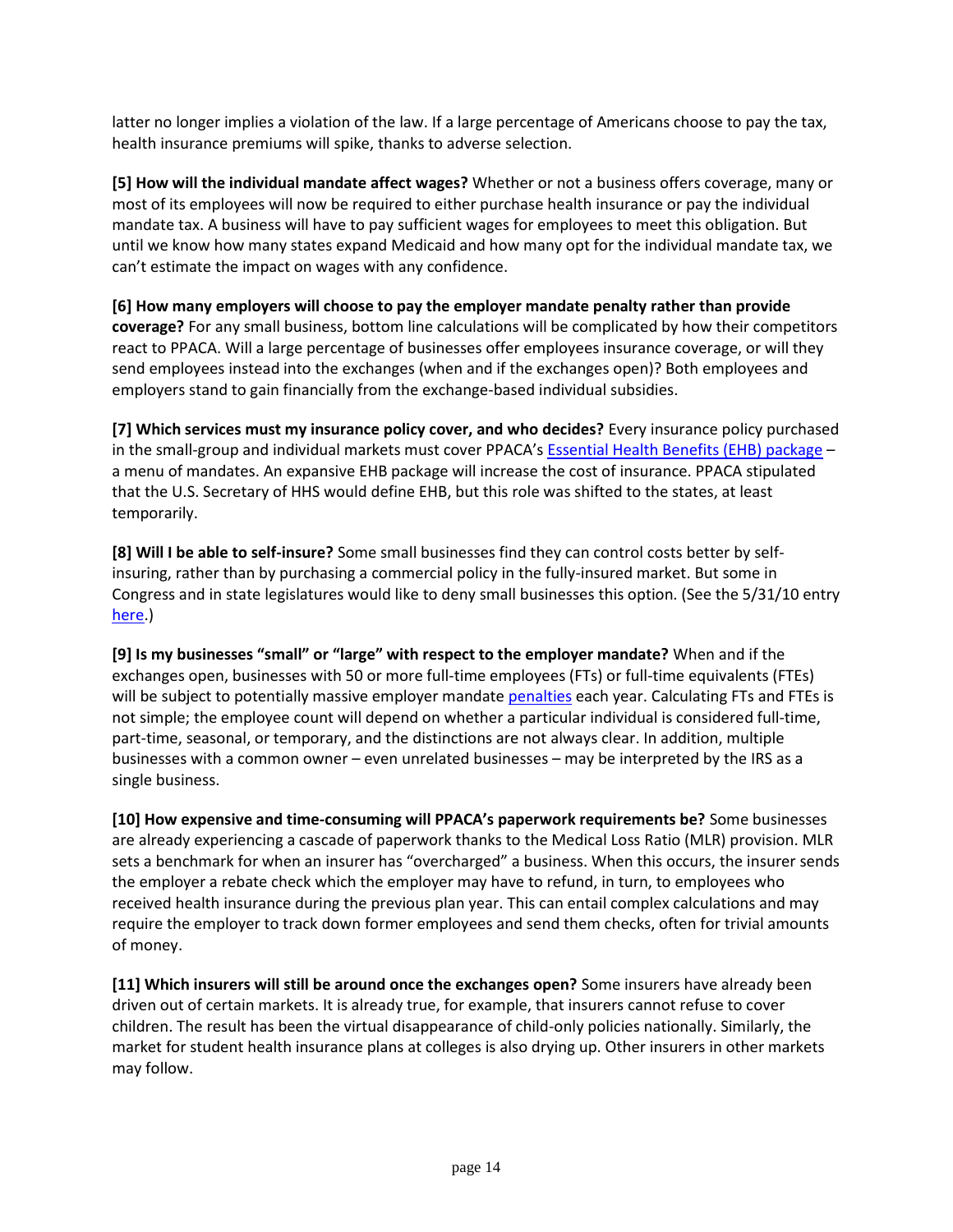latter no longer implies a violation of the law. If a large percentage of Americans choose to pay the tax, health insurance premiums will spike, thanks to adverse selection.

**[5] How will the individual mandate affect wages?** Whether or not a business offers coverage, many or most of its employees will now be required to either purchase health insurance or pay the individual mandate tax. A business will have to pay sufficient wages for employees to meet this obligation. But until we know how many states expand Medicaid and how many opt for the individual mandate tax, we can't estimate the impact on wages with any confidence.

**[6] How many employers will choose to pay the employer mandate penalty rather than provide coverage?** For any small business, bottom line calculations will be complicated by how their competitors react to PPACA. Will a large percentage of businesses offer employees insurance coverage, or will they send employees instead into the exchanges (when and if the exchanges open)? Both employees and employers stand to gain financially from the exchange-based individual subsidies.

**[7] Which services must my insurance policy cover, and who decides?** Every insurance policy purchased in the small-group and individual markets must cover PPACA's Essential Health Benefits (EHB) package – a menu of mandates. An expansive EHB package will increase the cost of insurance. PPACA stipulated that the U.S. Secretary of HHS would define EHB, but this role was shifted to the states, at least temporarily.

**[8] Will I be able to self-insure?** Some small businesses find they can control costs better by self-insuring, rather than by purchasing a commercial policy in the fully-insured market. But some in Congress and in state legislatures would like to deny small businesses this option. (See the 5/31/10 entry here.)

**[9] Is my businesses "small" or "large" with respect to the employer mandate?** When and if the exchanges open, businesses with 50 or more full-time employees (FTs) or full-time equivalents (FTEs) will be subject to potentially massive employer mandate penalties each year. Calculating FTs and FTEs is not simple; the employee count will depend on whether a particular individual is considered full-time, part-time, seasonal, or temporary, and the distinctions are not always clear. In addition, multiple businesses with a common owner – even unrelated businesses – may be interpreted by the IRS as a single business.

**[10] How expensive and time-consuming will PPACA's paperwork requirements be?** Some businesses are already experiencing a cascade of paperwork thanks to the Medical Loss Ratio (MLR) provision. MLR sets a benchmark for when an insurer has "overcharged" a business. When this occurs, the insurer sends the employer a rebate check which the employer may have to refund, in turn, to employees who received health insurance during the previous plan year. This can entail complex calculations and may require the employer to track down former employees and send them checks, often for trivial amounts of money.

**[11] Which insurers will still be around once the exchanges open?** Some insurers have already been driven out of certain markets. It is already true, for example, that insurers cannot refuse to cover children. The result has been the virtual disappearance of child-only policies nationally. Similarly, the market for student health insurance plans at colleges is also drying up. Other insurers in other markets may follow.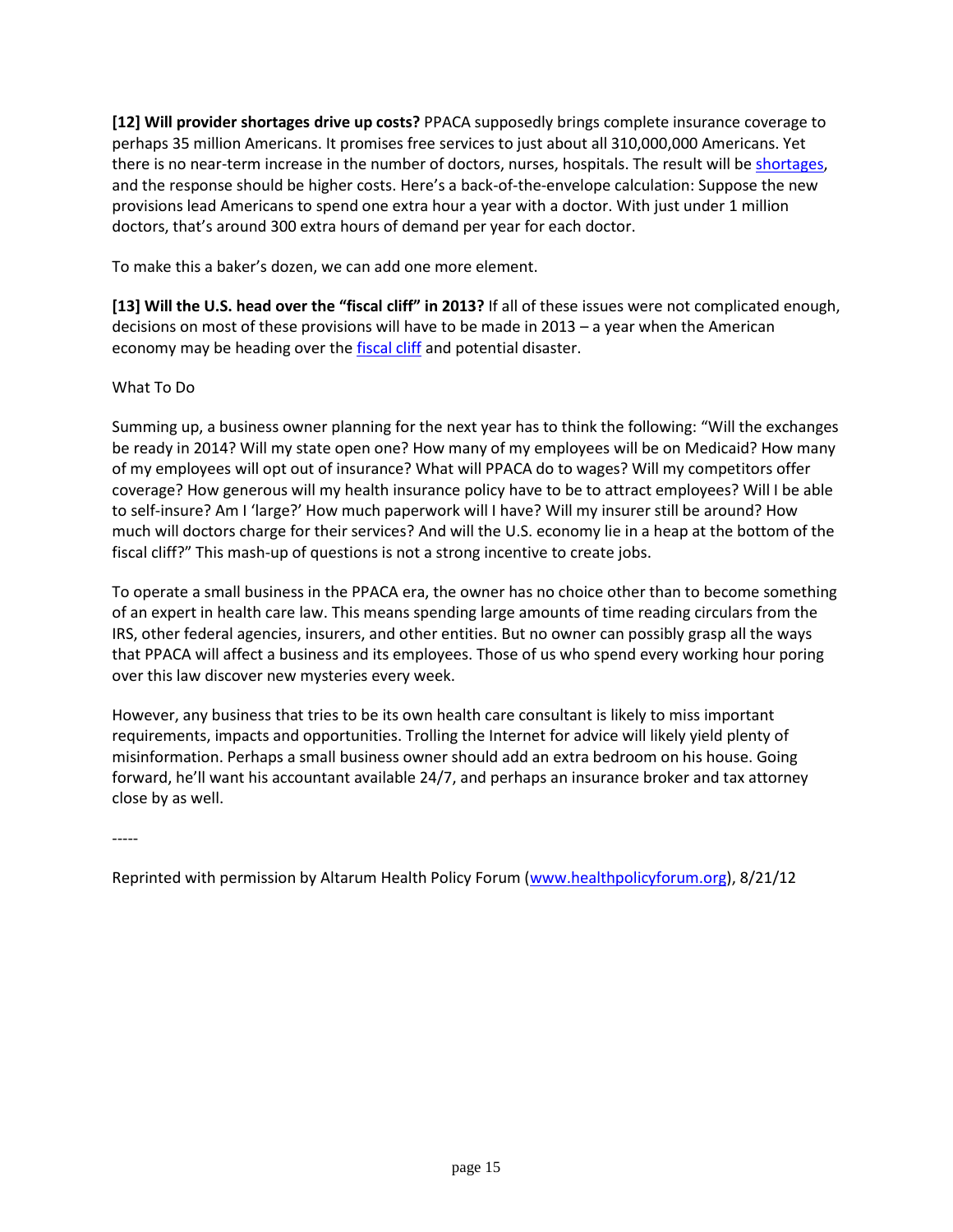**[12] Will provider shortages drive up costs?** PPACA supposedly brings complete insurance coverage to perhaps 35 million Americans. It promises free services to just about all 310,000,000 Americans. Yet there is no near-term increase in the number of doctors, nurses, hospitals. The result will be shortages, and the response should be higher costs. Here's a back-of-the-envelope calculation: Suppose the new provisions lead Americans to spend one extra hour a year with a doctor. With just under 1 million doctors, that's around 300 extra hours of demand per year for each doctor.

To make this a baker's dozen, we can add one more element.

**[13] Will the U.S. head over the "fiscal cliff" in 2013?** If all of these issues were not complicated enough, decisions on most of these provisions will have to be made in 2013 – a year when the American economy may be heading over the fiscal cliff and potential disaster.

What To Do

Summing up, a business owner planning for the next year has to think the following: "Will the exchanges be ready in 2014? Will my state open one? How many of my employees will be on Medicaid? How many of my employees will opt out of insurance? What will PPACA do to wages? Will my competitors offer coverage? How generous will my health insurance policy have to be to attract employees? Will I be able to self-insure? Am I 'large?' How much paperwork will I have? Will my insurer still be around? How much will doctors charge for their services? And will the U.S. economy lie in a heap at the bottom of the fiscal cliff?" This mash-up of questions is not a strong incentive to create jobs.

To operate a small business in the PPACA era, the owner has no choice other than to become something of an expert in health care law. This means spending large amounts of time reading circulars from the IRS, other federal agencies, insurers, and other entities. But no owner can possibly grasp all the ways that PPACA will affect a business and its employees. Those of us who spend every working hour poring over this law discover new mysteries every week.

However, any business that tries to be its own health care consultant is likely to miss important requirements, impacts and opportunities. Trolling the Internet for advice will likely yield plenty of misinformation. Perhaps a small business owner should add an extra bedroom on his house. Going forward, he'll want his accountant available 24/7, and perhaps an insurance broker and tax attorney close by as well.

-----

Reprinted with permission by Altarum Health Policy Forum (www.healthpolicyforum.org), 8/21/12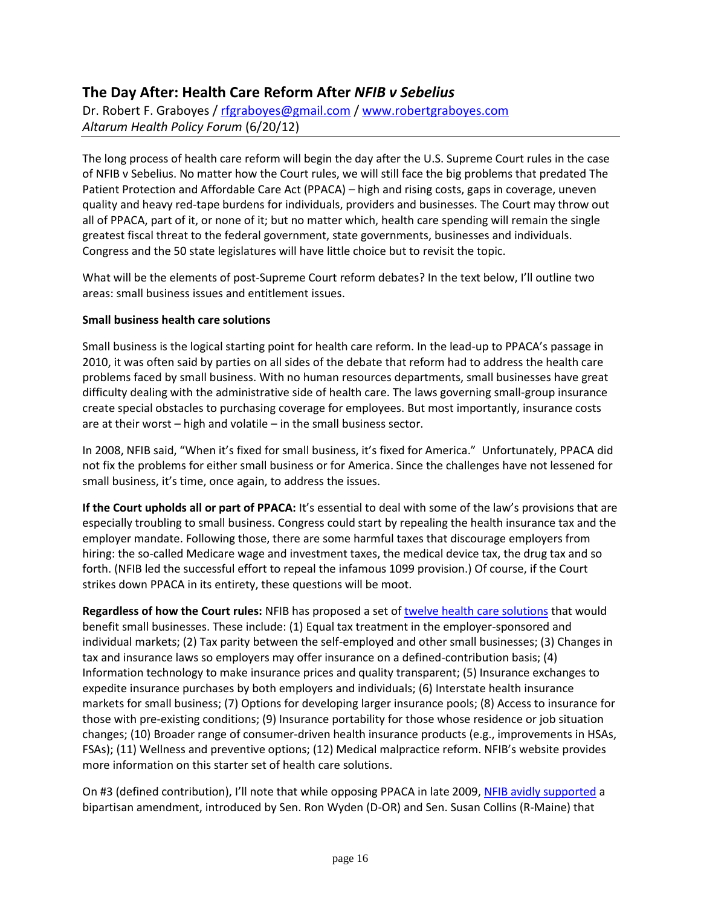## The Day After: Health Care Reform After *NFIB v Sebelius*

Dr. Robert F. Graboyes / rfgraboyes@gmail.com / www.robertgraboyes.com
*Altarum Health Policy Forum* (6/20/12)

The long process of health care reform will begin the day after the U.S. Supreme Court rules in the case of NFIB v Sebelius. No matter how the Court rules, we will still face the big problems that predated The Patient Protection and Affordable Care Act (PPACA) – high and rising costs, gaps in coverage, uneven quality and heavy red-tape burdens for individuals, providers and businesses. The Court may throw out all of PPACA, part of it, or none of it; but no matter which, health care spending will remain the single greatest fiscal threat to the federal government, state governments, businesses and individuals. Congress and the 50 state legislatures will have little choice but to revisit the topic.

What will be the elements of post-Supreme Court reform debates? In the text below, I'll outline two areas: small business issues and entitlement issues.

**Small business health care solutions**

Small business is the logical starting point for health care reform. In the lead-up to PPACA's passage in 2010, it was often said by parties on all sides of the debate that reform had to address the health care problems faced by small business. With no human resources departments, small businesses have great difficulty dealing with the administrative side of health care. The laws governing small-group insurance create special obstacles to purchasing coverage for employees. But most importantly, insurance costs are at their worst – high and volatile – in the small business sector.

In 2008, NFIB said, "When it's fixed for small business, it's fixed for America." Unfortunately, PPACA did not fix the problems for either small business or for America. Since the challenges have not lessened for small business, it's time, once again, to address the issues.

**If the Court upholds all or part of PPACA:** It's essential to deal with some of the law's provisions that are especially troubling to small business. Congress could start by repealing the health insurance tax and the employer mandate. Following those, there are some harmful taxes that discourage employers from hiring: the so-called Medicare wage and investment taxes, the medical device tax, the drug tax and so forth. (NFIB led the successful effort to repeal the infamous 1099 provision.) Of course, if the Court strikes down PPACA in its entirety, these questions will be moot.

**Regardless of how the Court rules:** NFIB has proposed a set of twelve health care solutions that would benefit small businesses. These include: (1) Equal tax treatment in the employer-sponsored and individual markets; (2) Tax parity between the self-employed and other small businesses; (3) Changes in tax and insurance laws so employers may offer insurance on a defined-contribution basis; (4) Information technology to make insurance prices and quality transparent; (5) Insurance exchanges to expedite insurance purchases by both employers and individuals; (6) Interstate health insurance markets for small business; (7) Options for developing larger insurance pools; (8) Access to insurance for those with pre-existing conditions; (9) Insurance portability for those whose residence or job situation changes; (10) Broader range of consumer-driven health insurance products (e.g., improvements in HSAs, FSAs); (11) Wellness and preventive options; (12) Medical malpractice reform. NFIB's website provides more information on this starter set of health care solutions.

On #3 (defined contribution), I'll note that while opposing PPACA in late 2009, NFIB avidly supported a bipartisan amendment, introduced by Sen. Ron Wyden (D-OR) and Sen. Susan Collins (R-Maine) that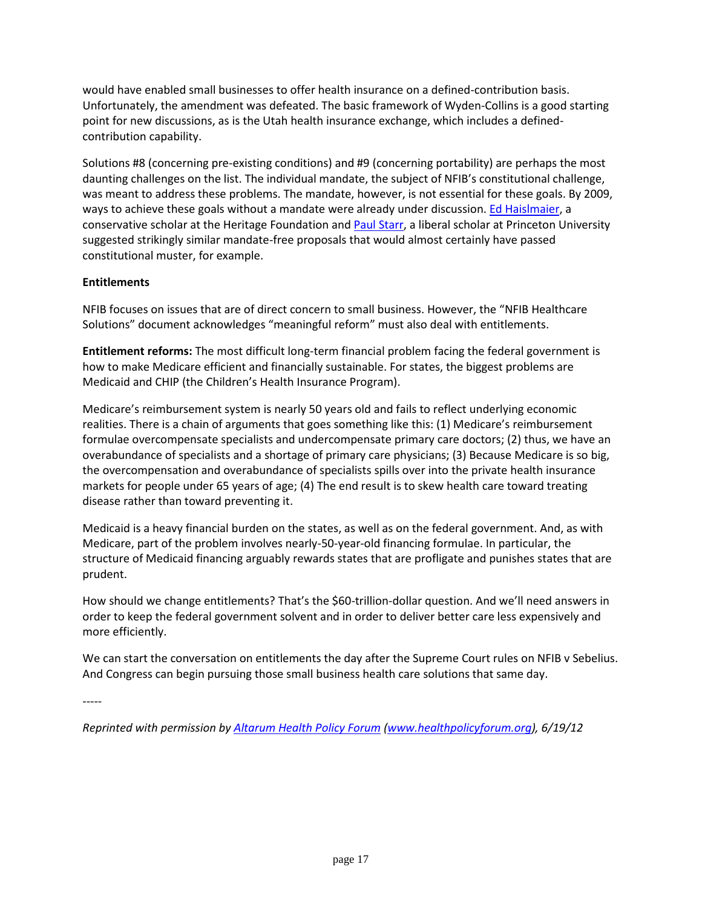would have enabled small businesses to offer health insurance on a defined-contribution basis. Unfortunately, the amendment was defeated. The basic framework of Wyden-Collins is a good starting point for new discussions, as is the Utah health insurance exchange, which includes a defined-contribution capability.

Solutions #8 (concerning pre-existing conditions) and #9 (concerning portability) are perhaps the most daunting challenges on the list. The individual mandate, the subject of NFIB's constitutional challenge, was meant to address these problems. The mandate, however, is not essential for these goals. By 2009, ways to achieve these goals without a mandate were already under discussion. [Ed Haislmaier](), a conservative scholar at the Heritage Foundation and [Paul Starr](), a liberal scholar at Princeton University suggested strikingly similar mandate-free proposals that would almost certainly have passed constitutional muster, for example.

**Entitlements**

NFIB focuses on issues that are of direct concern to small business. However, the "NFIB Healthcare Solutions" document acknowledges "meaningful reform" must also deal with entitlements.

**Entitlement reforms:** The most difficult long-term financial problem facing the federal government is how to make Medicare efficient and financially sustainable. For states, the biggest problems are Medicaid and CHIP (the Children's Health Insurance Program).

Medicare's reimbursement system is nearly 50 years old and fails to reflect underlying economic realities. There is a chain of arguments that goes something like this: (1) Medicare's reimbursement formulae overcompensate specialists and undercompensate primary care doctors; (2) thus, we have an overabundance of specialists and a shortage of primary care physicians; (3) Because Medicare is so big, the overcompensation and overabundance of specialists spills over into the private health insurance markets for people under 65 years of age; (4) The end result is to skew health care toward treating disease rather than toward preventing it.

Medicaid is a heavy financial burden on the states, as well as on the federal government. And, as with Medicare, part of the problem involves nearly-50-year-old financing formulae. In particular, the structure of Medicaid financing arguably rewards states that are profligate and punishes states that are prudent.

How should we change entitlements? That's the $60-trillion-dollar question. And we'll need answers in order to keep the federal government solvent and in order to deliver better care less expensively and more efficiently.

We can start the conversation on entitlements the day after the Supreme Court rules on NFIB v Sebelius. And Congress can begin pursuing those small business health care solutions that same day.

-----

*Reprinted with permission by [Altarum Health Policy Forum]() ([www.healthpolicyforum.org]()), 6/19/12*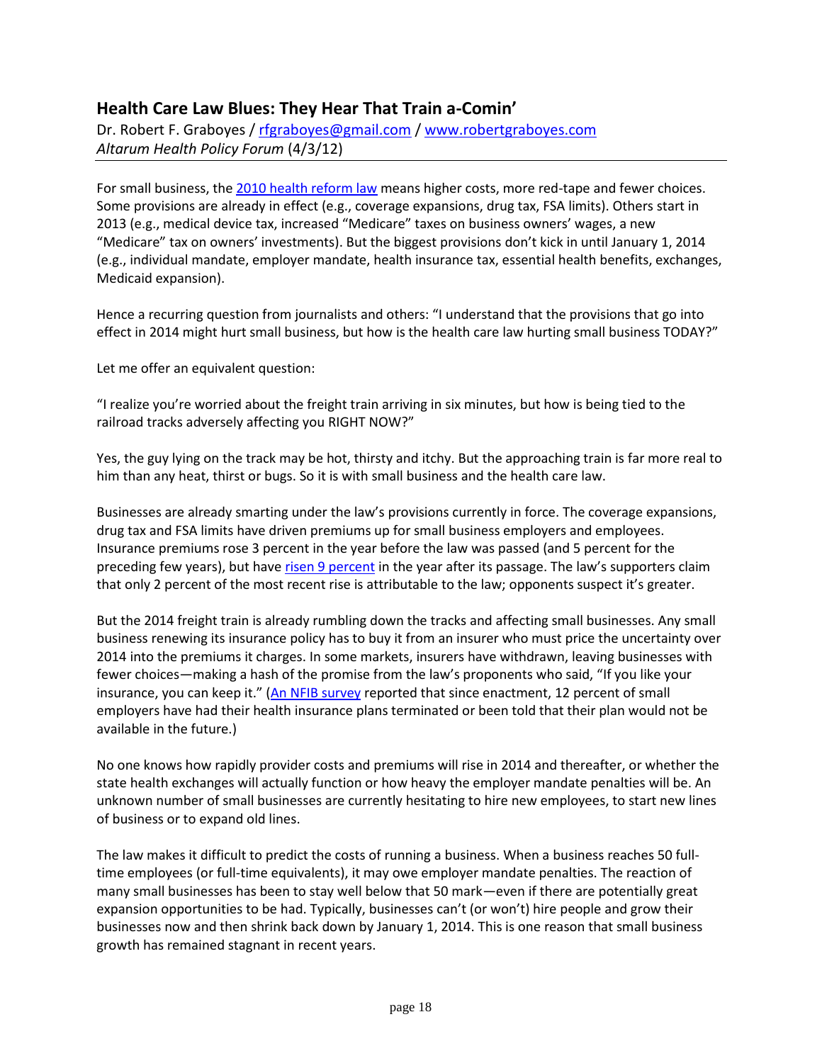## Health Care Law Blues: They Hear That Train a-Comin'

Dr. Robert F. Graboyes / [rfgraboyes@gmail.com](mailto:rfgraboyes@gmail.com) / [www.robertgraboyes.com](http://www.robertgraboyes.com)
*Altarum Health Policy Forum* (4/3/12)

---

For small business, the [2010 health reform law](#) means higher costs, more red-tape and fewer choices. Some provisions are already in effect (e.g., coverage expansions, drug tax, FSA limits). Others start in 2013 (e.g., medical device tax, increased "Medicare" taxes on business owners' wages, a new "Medicare" tax on owners' investments). But the biggest provisions don't kick in until January 1, 2014 (e.g., individual mandate, employer mandate, health insurance tax, essential health benefits, exchanges, Medicaid expansion).

Hence a recurring question from journalists and others: "I understand that the provisions that go into effect in 2014 might hurt small business, but how is the health care law hurting small business TODAY?"

Let me offer an equivalent question:

"I realize you're worried about the freight train arriving in six minutes, but how is being tied to the railroad tracks adversely affecting you RIGHT NOW?"

Yes, the guy lying on the track may be hot, thirsty and itchy. But the approaching train is far more real to him than any heat, thirst or bugs. So it is with small business and the health care law.

Businesses are already smarting under the law's provisions currently in force. The coverage expansions, drug tax and FSA limits have driven premiums up for small business employers and employees. Insurance premiums rose 3 percent in the year before the law was passed (and 5 percent for the preceding few years), but have [risen 9 percent](#) in the year after its passage. The law's supporters claim that only 2 percent of the most recent rise is attributable to the law; opponents suspect it's greater.

But the 2014 freight train is already rumbling down the tracks and affecting small businesses. Any small business renewing its insurance policy has to buy it from an insurer who must price the uncertainty over 2014 into the premiums it charges. In some markets, insurers have withdrawn, leaving businesses with fewer choices—making a hash of the promise from the law's proponents who said, "If you like your insurance, you can keep it." ([An NFIB survey](#) reported that since enactment, 12 percent of small employers have had their health insurance plans terminated or been told that their plan would not be available in the future.)

No one knows how rapidly provider costs and premiums will rise in 2014 and thereafter, or whether the state health exchanges will actually function or how heavy the employer mandate penalties will be. An unknown number of small businesses are currently hesitating to hire new employees, to start new lines of business or to expand old lines.

The law makes it difficult to predict the costs of running a business. When a business reaches 50 full-time employees (or full-time equivalents), it may owe employer mandate penalties. The reaction of many small businesses has been to stay well below that 50 mark—even if there are potentially great expansion opportunities to be had. Typically, businesses can't (or won't) hire people and grow their businesses now and then shrink back down by January 1, 2014. This is one reason that small business growth has remained stagnant in recent years.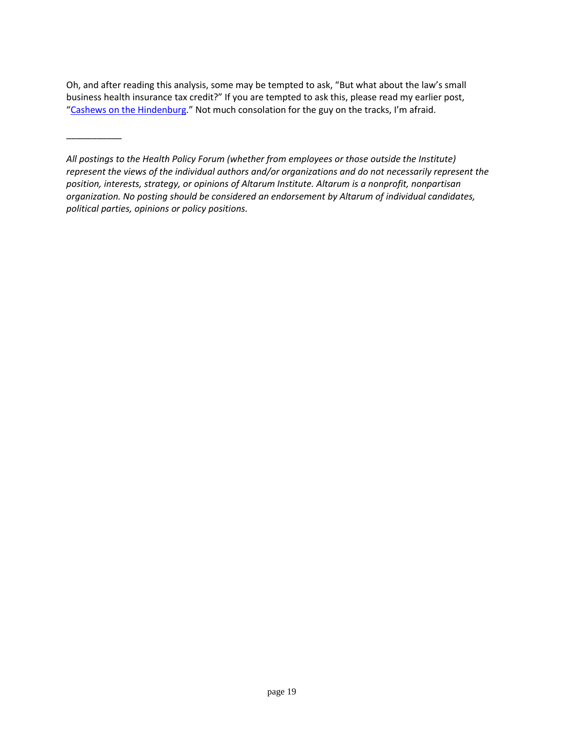Oh, and after reading this analysis, some may be tempted to ask, "But what about the law's small business health insurance tax credit?" If you are tempted to ask this, please read my earlier post, "Cashews on the Hindenburg." Not much consolation for the guy on the tracks, I'm afraid.

___________

*All postings to the Health Policy Forum (whether from employees or those outside the Institute) represent the views of the individual authors and/or organizations and do not necessarily represent the position, interests, strategy, or opinions of Altarum Institute. Altarum is a nonprofit, nonpartisan organization. No posting should be considered an endorsement by Altarum of individual candidates, political parties, opinions or policy positions.*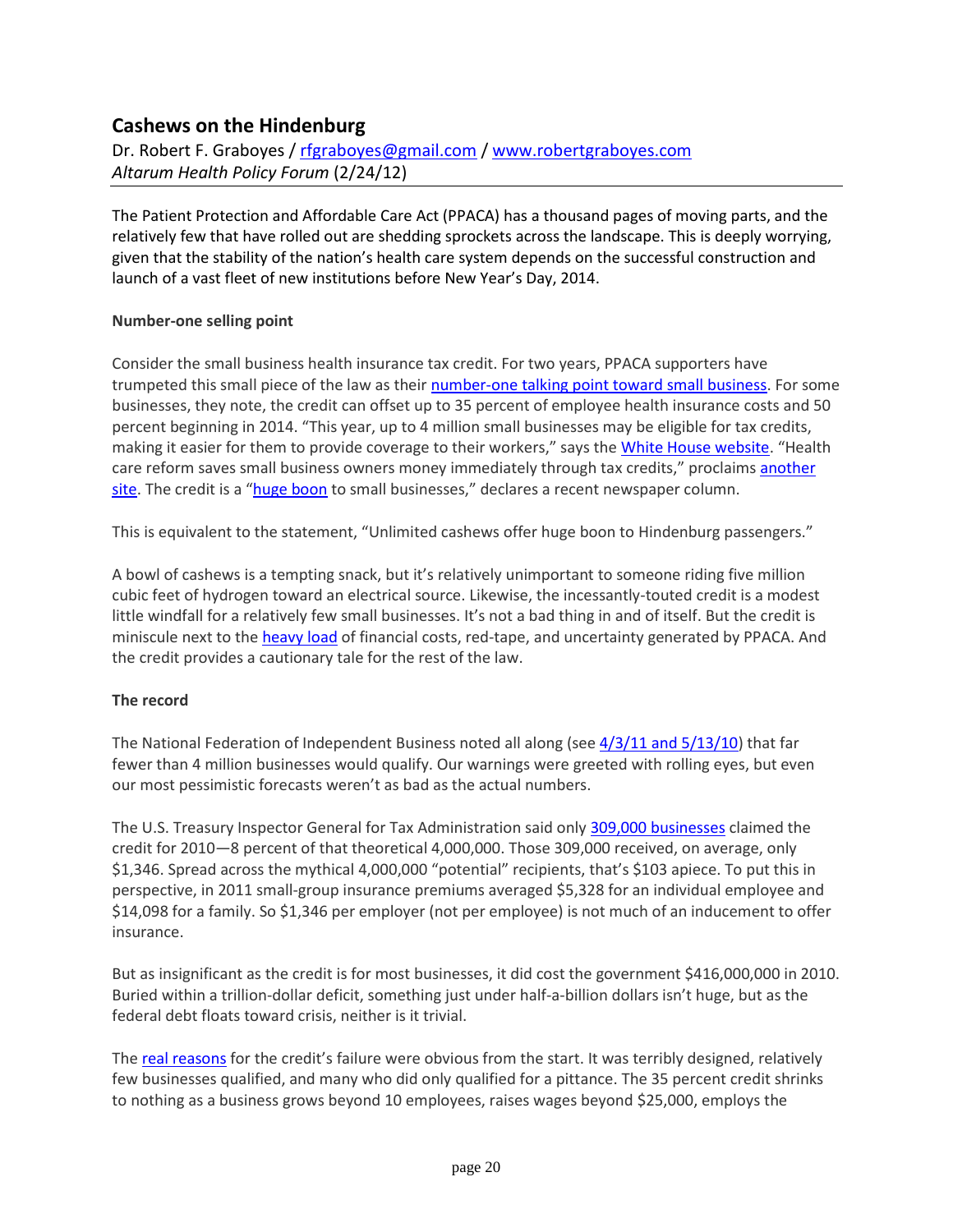## Cashews on the Hindenburg

Dr. Robert F. Graboyes / rfgraboyes@gmail.com / www.robertgraboyes.com
*Altarum Health Policy Forum* (2/24/12)

The Patient Protection and Affordable Care Act (PPACA) has a thousand pages of moving parts, and the relatively few that have rolled out are shedding sprockets across the landscape. This is deeply worrying, given that the stability of the nation's health care system depends on the successful construction and launch of a vast fleet of new institutions before New Year's Day, 2014.

**Number-one selling point**

Consider the small business health insurance tax credit. For two years, PPACA supporters have trumpeted this small piece of the law as their number-one talking point toward small business. For some businesses, they note, the credit can offset up to 35 percent of employee health insurance costs and 50 percent beginning in 2014. "This year, up to 4 million small businesses may be eligible for tax credits, making it easier for them to provide coverage to their workers," says the White House website. "Health care reform saves small business owners money immediately through tax credits," proclaims another site. The credit is a "huge boon to small businesses," declares a recent newspaper column.

This is equivalent to the statement, "Unlimited cashews offer huge boon to Hindenburg passengers."

A bowl of cashews is a tempting snack, but it's relatively unimportant to someone riding five million cubic feet of hydrogen toward an electrical source. Likewise, the incessantly-touted credit is a modest little windfall for a relatively few small businesses. It's not a bad thing in and of itself. But the credit is miniscule next to the heavy load of financial costs, red-tape, and uncertainty generated by PPACA. And the credit provides a cautionary tale for the rest of the law.

**The record**

The National Federation of Independent Business noted all along (see 4/3/11 and 5/13/10) that far fewer than 4 million businesses would qualify. Our warnings were greeted with rolling eyes, but even our most pessimistic forecasts weren't as bad as the actual numbers.

The U.S. Treasury Inspector General for Tax Administration said only 309,000 businesses claimed the credit for 2010—8 percent of that theoretical 4,000,000. Those 309,000 received, on average, only $1,346. Spread across the mythical 4,000,000 "potential" recipients, that's $103 apiece. To put this in perspective, in 2011 small-group insurance premiums averaged $5,328 for an individual employee and $14,098 for a family. So $1,346 per employer (not per employee) is not much of an inducement to offer insurance.

But as insignificant as the credit is for most businesses, it did cost the government $416,000,000 in 2010. Buried within a trillion-dollar deficit, something just under half-a-billion dollars isn't huge, but as the federal debt floats toward crisis, neither is it trivial.

The real reasons for the credit's failure were obvious from the start. It was terribly designed, relatively few businesses qualified, and many who did only qualified for a pittance. The 35 percent credit shrinks to nothing as a business grows beyond 10 employees, raises wages beyond $25,000, employs the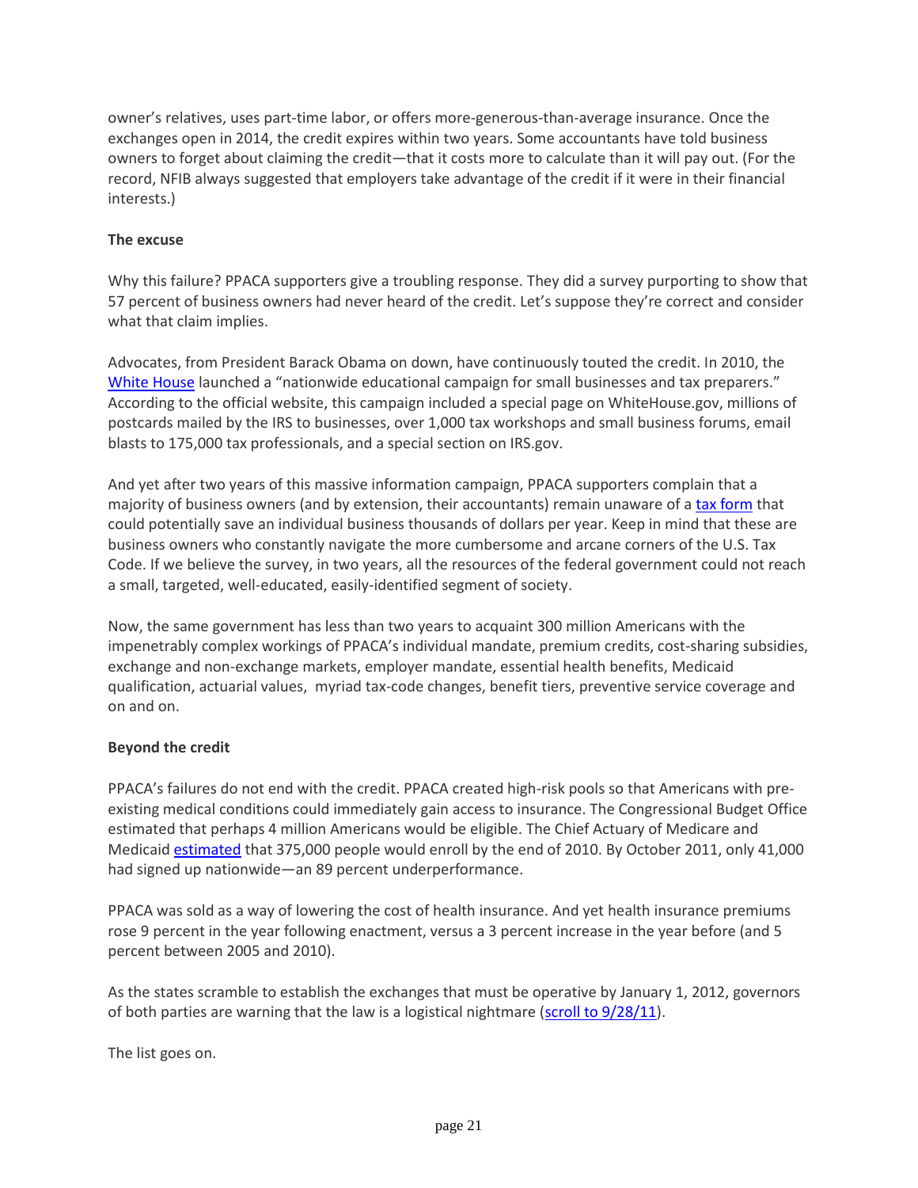owner's relatives, uses part-time labor, or offers more-generous-than-average insurance. Once the exchanges open in 2014, the credit expires within two years. Some accountants have told business owners to forget about claiming the credit—that it costs more to calculate than it will pay out. (For the record, NFIB always suggested that employers take advantage of the credit if it were in their financial interests.)

**The excuse**

Why this failure? PPACA supporters give a troubling response. They did a survey purporting to show that 57 percent of business owners had never heard of the credit. Let's suppose they're correct and consider what that claim implies.

Advocates, from President Barack Obama on down, have continuously touted the credit. In 2010, the White House launched a "nationwide educational campaign for small businesses and tax preparers." According to the official website, this campaign included a special page on WhiteHouse.gov, millions of postcards mailed by the IRS to businesses, over 1,000 tax workshops and small business forums, email blasts to 175,000 tax professionals, and a special section on IRS.gov.

And yet after two years of this massive information campaign, PPACA supporters complain that a majority of business owners (and by extension, their accountants) remain unaware of a tax form that could potentially save an individual business thousands of dollars per year. Keep in mind that these are business owners who constantly navigate the more cumbersome and arcane corners of the U.S. Tax Code. If we believe the survey, in two years, all the resources of the federal government could not reach a small, targeted, well-educated, easily-identified segment of society.

Now, the same government has less than two years to acquaint 300 million Americans with the impenetrably complex workings of PPACA's individual mandate, premium credits, cost-sharing subsidies, exchange and non-exchange markets, employer mandate, essential health benefits, Medicaid qualification, actuarial values, myriad tax-code changes, benefit tiers, preventive service coverage and on and on.

**Beyond the credit**

PPACA's failures do not end with the credit. PPACA created high-risk pools so that Americans with pre-existing medical conditions could immediately gain access to insurance. The Congressional Budget Office estimated that perhaps 4 million Americans would be eligible. The Chief Actuary of Medicare and Medicaid estimated that 375,000 people would enroll by the end of 2010. By October 2011, only 41,000 had signed up nationwide—an 89 percent underperformance.

PPACA was sold as a way of lowering the cost of health insurance. And yet health insurance premiums rose 9 percent in the year following enactment, versus a 3 percent increase in the year before (and 5 percent between 2005 and 2010).

As the states scramble to establish the exchanges that must be operative by January 1, 2012, governors of both parties are warning that the law is a logistical nightmare (scroll to 9/28/11).

The list goes on.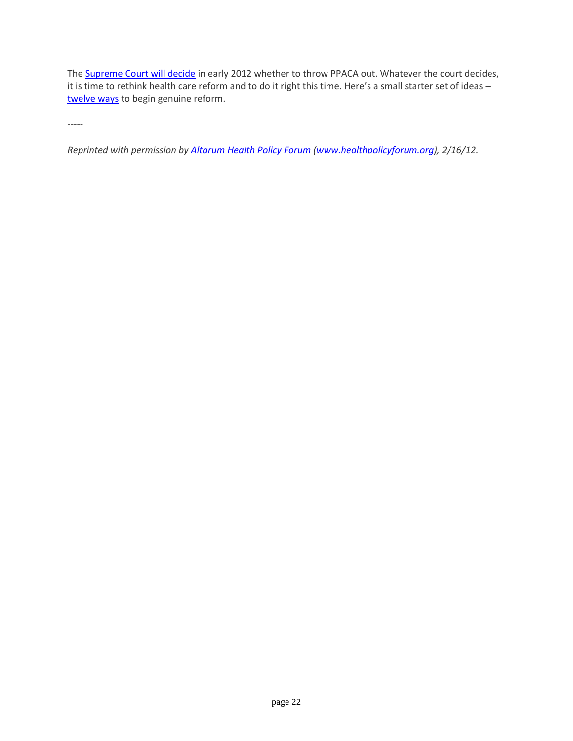The Supreme Court will decide in early 2012 whether to throw PPACA out. Whatever the court decides, it is time to rethink health care reform and to do it right this time. Here's a small starter set of ideas – twelve ways to begin genuine reform.

-----

*Reprinted with permission by Altarum Health Policy Forum (www.healthpolicyforum.org), 2/16/12.*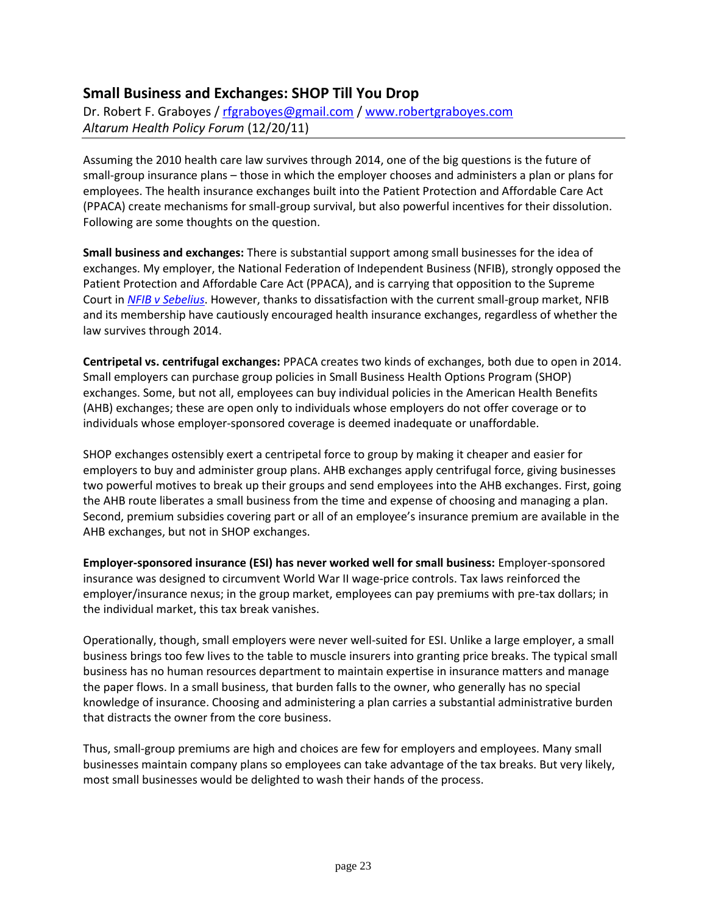## Small Business and Exchanges: SHOP Till You Drop

Dr. Robert F. Graboyes / rfgraboyes@gmail.com / www.robertgraboyes.com
*Altarum Health Policy Forum* (12/20/11)

---

Assuming the 2010 health care law survives through 2014, one of the big questions is the future of small-group insurance plans – those in which the employer chooses and administers a plan or plans for employees. The health insurance exchanges built into the Patient Protection and Affordable Care Act (PPACA) create mechanisms for small-group survival, but also powerful incentives for their dissolution. Following are some thoughts on the question.

**Small business and exchanges:** There is substantial support among small businesses for the idea of exchanges. My employer, the National Federation of Independent Business (NFIB), strongly opposed the Patient Protection and Affordable Care Act (PPACA), and is carrying that opposition to the Supreme Court in *NFIB v Sebelius*. However, thanks to dissatisfaction with the current small-group market, NFIB and its membership have cautiously encouraged health insurance exchanges, regardless of whether the law survives through 2014.

**Centripetal vs. centrifugal exchanges:** PPACA creates two kinds of exchanges, both due to open in 2014. Small employers can purchase group policies in Small Business Health Options Program (SHOP) exchanges. Some, but not all, employees can buy individual policies in the American Health Benefits (AHB) exchanges; these are open only to individuals whose employers do not offer coverage or to individuals whose employer-sponsored coverage is deemed inadequate or unaffordable.

SHOP exchanges ostensibly exert a centripetal force to group by making it cheaper and easier for employers to buy and administer group plans. AHB exchanges apply centrifugal force, giving businesses two powerful motives to break up their groups and send employees into the AHB exchanges. First, going the AHB route liberates a small business from the time and expense of choosing and managing a plan. Second, premium subsidies covering part or all of an employee's insurance premium are available in the AHB exchanges, but not in SHOP exchanges.

**Employer-sponsored insurance (ESI) has never worked well for small business:** Employer-sponsored insurance was designed to circumvent World War II wage-price controls. Tax laws reinforced the employer/insurance nexus; in the group market, employees can pay premiums with pre-tax dollars; in the individual market, this tax break vanishes.

Operationally, though, small employers were never well-suited for ESI. Unlike a large employer, a small business brings too few lives to the table to muscle insurers into granting price breaks. The typical small business has no human resources department to maintain expertise in insurance matters and manage the paper flows. In a small business, that burden falls to the owner, who generally has no special knowledge of insurance. Choosing and administering a plan carries a substantial administrative burden that distracts the owner from the core business.

Thus, small-group premiums are high and choices are few for employers and employees. Many small businesses maintain company plans so employees can take advantage of the tax breaks. But very likely, most small businesses would be delighted to wash their hands of the process.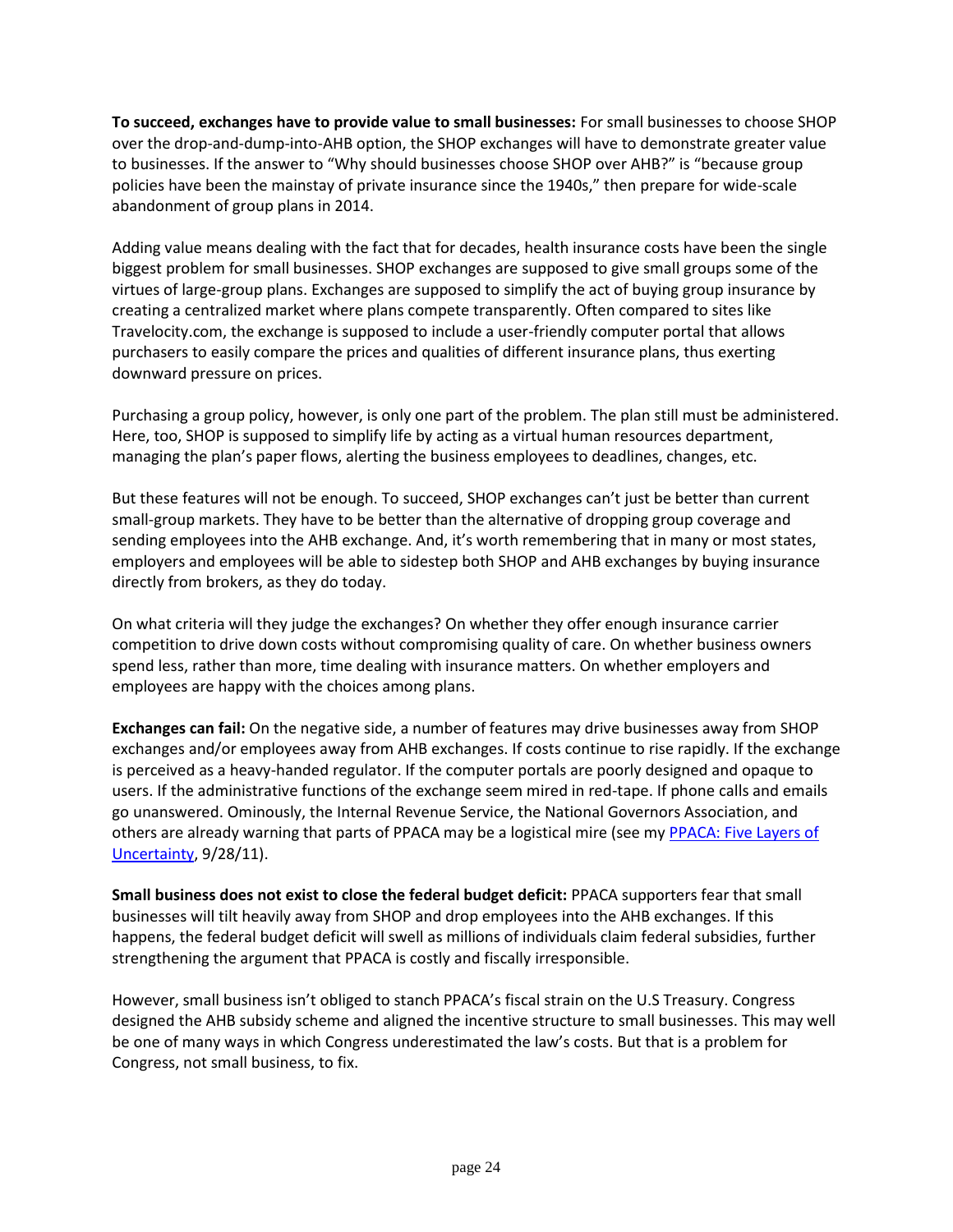**To succeed, exchanges have to provide value to small businesses:** For small businesses to choose SHOP over the drop-and-dump-into-AHB option, the SHOP exchanges will have to demonstrate greater value to businesses. If the answer to "Why should businesses choose SHOP over AHB?" is "because group policies have been the mainstay of private insurance since the 1940s," then prepare for wide-scale abandonment of group plans in 2014.

Adding value means dealing with the fact that for decades, health insurance costs have been the single biggest problem for small businesses. SHOP exchanges are supposed to give small groups some of the virtues of large-group plans. Exchanges are supposed to simplify the act of buying group insurance by creating a centralized market where plans compete transparently. Often compared to sites like Travelocity.com, the exchange is supposed to include a user-friendly computer portal that allows purchasers to easily compare the prices and qualities of different insurance plans, thus exerting downward pressure on prices.

Purchasing a group policy, however, is only one part of the problem. The plan still must be administered. Here, too, SHOP is supposed to simplify life by acting as a virtual human resources department, managing the plan's paper flows, alerting the business employees to deadlines, changes, etc.

But these features will not be enough. To succeed, SHOP exchanges can't just be better than current small-group markets. They have to be better than the alternative of dropping group coverage and sending employees into the AHB exchange. And, it's worth remembering that in many or most states, employers and employees will be able to sidestep both SHOP and AHB exchanges by buying insurance directly from brokers, as they do today.

On what criteria will they judge the exchanges? On whether they offer enough insurance carrier competition to drive down costs without compromising quality of care. On whether business owners spend less, rather than more, time dealing with insurance matters. On whether employers and employees are happy with the choices among plans.

**Exchanges can fail:** On the negative side, a number of features may drive businesses away from SHOP exchanges and/or employees away from AHB exchanges. If costs continue to rise rapidly. If the exchange is perceived as a heavy-handed regulator. If the computer portals are poorly designed and opaque to users. If the administrative functions of the exchange seem mired in red-tape. If phone calls and emails go unanswered. Ominously, the Internal Revenue Service, the National Governors Association, and others are already warning that parts of PPACA may be a logistical mire (see my PPACA: Five Layers of Uncertainty, 9/28/11).

**Small business does not exist to close the federal budget deficit:** PPACA supporters fear that small businesses will tilt heavily away from SHOP and drop employees into the AHB exchanges. If this happens, the federal budget deficit will swell as millions of individuals claim federal subsidies, further strengthening the argument that PPACA is costly and fiscally irresponsible.

However, small business isn't obliged to stanch PPACA's fiscal strain on the U.S Treasury. Congress designed the AHB subsidy scheme and aligned the incentive structure to small businesses. This may well be one of many ways in which Congress underestimated the law's costs. But that is a problem for Congress, not small business, to fix.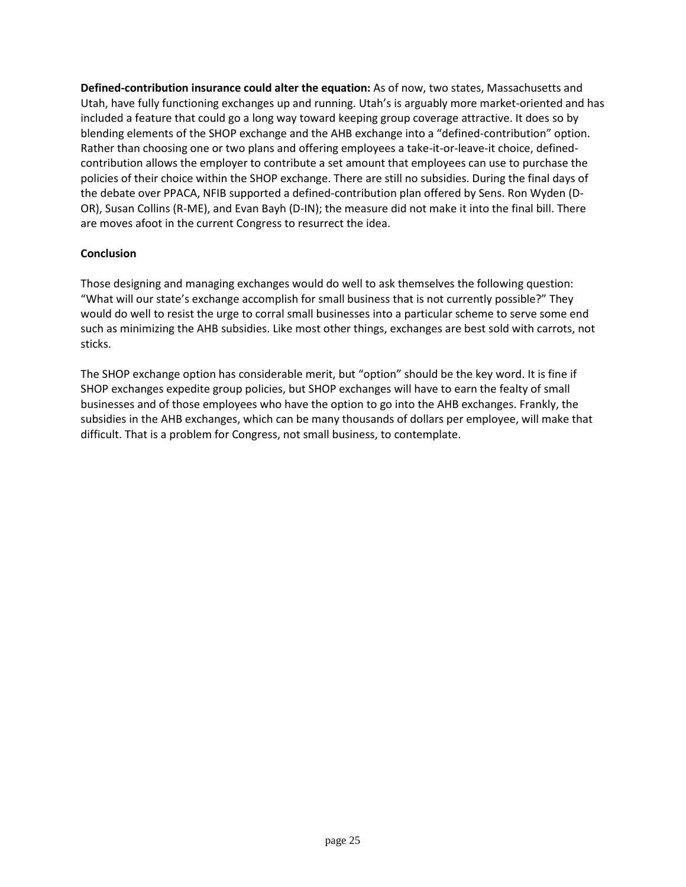**Defined-contribution insurance could alter the equation:** As of now, two states, Massachusetts and Utah, have fully functioning exchanges up and running. Utah's is arguably more market-oriented and has included a feature that could go a long way toward keeping group coverage attractive. It does so by blending elements of the SHOP exchange and the AHB exchange into a "defined-contribution" option. Rather than choosing one or two plans and offering employees a take-it-or-leave-it choice, defined-contribution allows the employer to contribute a set amount that employees can use to purchase the policies of their choice within the SHOP exchange. There are still no subsidies. During the final days of the debate over PPACA, NFIB supported a defined-contribution plan offered by Sens. Ron Wyden (D-OR), Susan Collins (R-ME), and Evan Bayh (D-IN); the measure did not make it into the final bill. There are moves afoot in the current Congress to resurrect the idea.

**Conclusion**

Those designing and managing exchanges would do well to ask themselves the following question: "What will our state's exchange accomplish for small business that is not currently possible?" They would do well to resist the urge to corral small businesses into a particular scheme to serve some end such as minimizing the AHB subsidies. Like most other things, exchanges are best sold with carrots, not sticks.

The SHOP exchange option has considerable merit, but "option" should be the key word. It is fine if SHOP exchanges expedite group policies, but SHOP exchanges will have to earn the fealty of small businesses and of those employees who have the option to go into the AHB exchanges. Frankly, the subsidies in the AHB exchanges, which can be many thousands of dollars per employee, will make that difficult. That is a problem for Congress, not small business, to contemplate.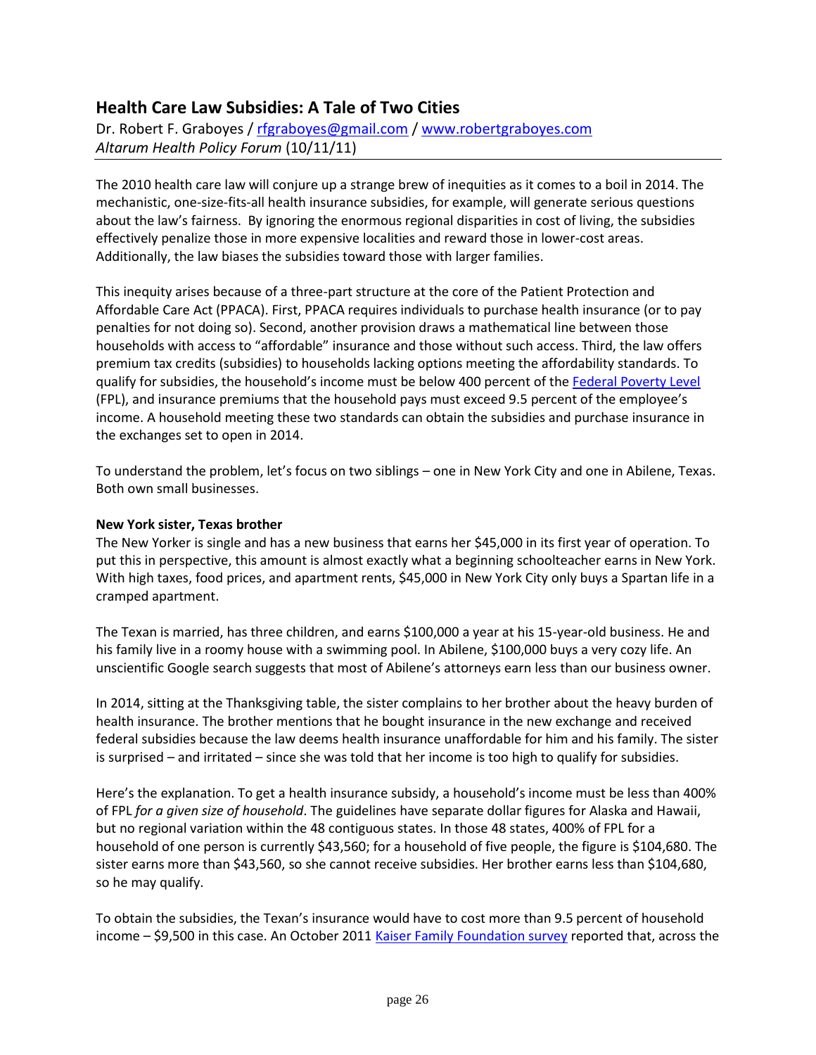## Health Care Law Subsidies: A Tale of Two Cities

Dr. Robert F. Graboyes / [rfgraboyes@gmail.com](mailto:rfgraboyes@gmail.com) / [www.robertgraboyes.com](http://www.robertgraboyes.com)
*Altarum Health Policy Forum* (10/11/11)

---

The 2010 health care law will conjure up a strange brew of inequities as it comes to a boil in 2014. The mechanistic, one-size-fits-all health insurance subsidies, for example, will generate serious questions about the law's fairness. By ignoring the enormous regional disparities in cost of living, the subsidies effectively penalize those in more expensive localities and reward those in lower-cost areas. Additionally, the law biases the subsidies toward those with larger families.

This inequity arises because of a three-part structure at the core of the Patient Protection and Affordable Care Act (PPACA). First, PPACA requires individuals to purchase health insurance (or to pay penalties for not doing so). Second, another provision draws a mathematical line between those households with access to "affordable" insurance and those without such access. Third, the law offers premium tax credits (subsidies) to households lacking options meeting the affordability standards. To qualify for subsidies, the household's income must be below 400 percent of the Federal Poverty Level (FPL), and insurance premiums that the household pays must exceed 9.5 percent of the employee's income. A household meeting these two standards can obtain the subsidies and purchase insurance in the exchanges set to open in 2014.

To understand the problem, let's focus on two siblings – one in New York City and one in Abilene, Texas. Both own small businesses.

**New York sister, Texas brother**

The New Yorker is single and has a new business that earns her $45,000 in its first year of operation. To put this in perspective, this amount is almost exactly what a beginning schoolteacher earns in New York. With high taxes, food prices, and apartment rents, $45,000 in New York City only buys a Spartan life in a cramped apartment.

The Texan is married, has three children, and earns $100,000 a year at his 15-year-old business. He and his family live in a roomy house with a swimming pool. In Abilene, $100,000 buys a very cozy life. An unscientific Google search suggests that most of Abilene's attorneys earn less than our business owner.

In 2014, sitting at the Thanksgiving table, the sister complains to her brother about the heavy burden of health insurance. The brother mentions that he bought insurance in the new exchange and received federal subsidies because the law deems health insurance unaffordable for him and his family. The sister is surprised – and irritated – since she was told that her income is too high to qualify for subsidies.

Here's the explanation. To get a health insurance subsidy, a household's income must be less than 400% of FPL *for a given size of household*. The guidelines have separate dollar figures for Alaska and Hawaii, but no regional variation within the 48 contiguous states. In those 48 states, 400% of FPL for a household of one person is currently $43,560; for a household of five people, the figure is $104,680. The sister earns more than $43,560, so she cannot receive subsidies. Her brother earns less than $104,680, so he may qualify.

To obtain the subsidies, the Texan's insurance would have to cost more than 9.5 percent of household income – $9,500 in this case. An October 2011 Kaiser Family Foundation survey reported that, across the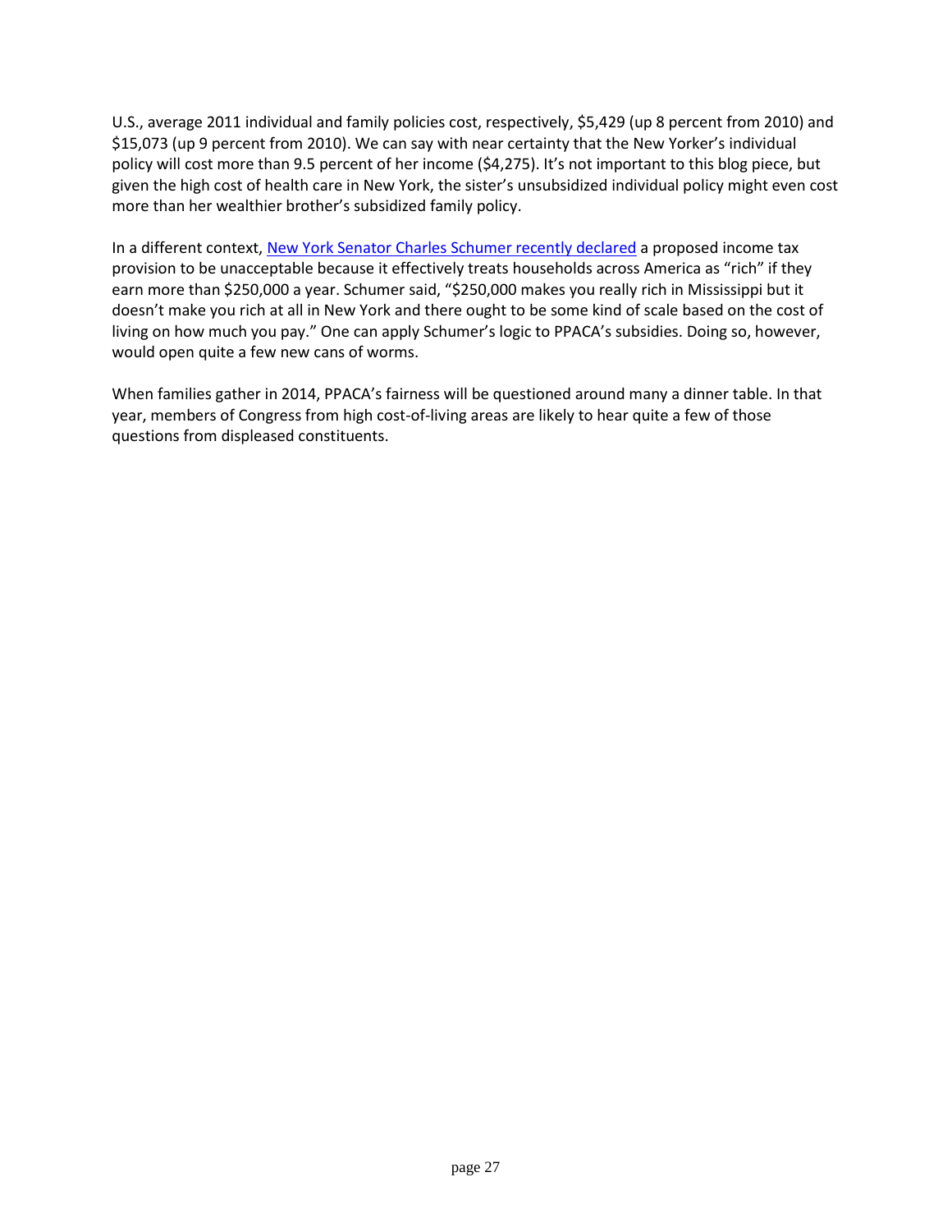U.S., average 2011 individual and family policies cost, respectively, $5,429 (up 8 percent from 2010) and $15,073 (up 9 percent from 2010). We can say with near certainty that the New Yorker's individual policy will cost more than 9.5 percent of her income ($4,275). It's not important to this blog piece, but given the high cost of health care in New York, the sister's unsubsidized individual policy might even cost more than her wealthier brother's subsidized family policy.

In a different context, New York Senator Charles Schumer recently declared a proposed income tax provision to be unacceptable because it effectively treats households across America as "rich" if they earn more than $250,000 a year. Schumer said, "$250,000 makes you really rich in Mississippi but it doesn't make you rich at all in New York and there ought to be some kind of scale based on the cost of living on how much you pay." One can apply Schumer's logic to PPACA's subsidies. Doing so, however, would open quite a few new cans of worms.

When families gather in 2014, PPACA's fairness will be questioned around many a dinner table. In that year, members of Congress from high cost-of-living areas are likely to hear quite a few of those questions from displeased constituents.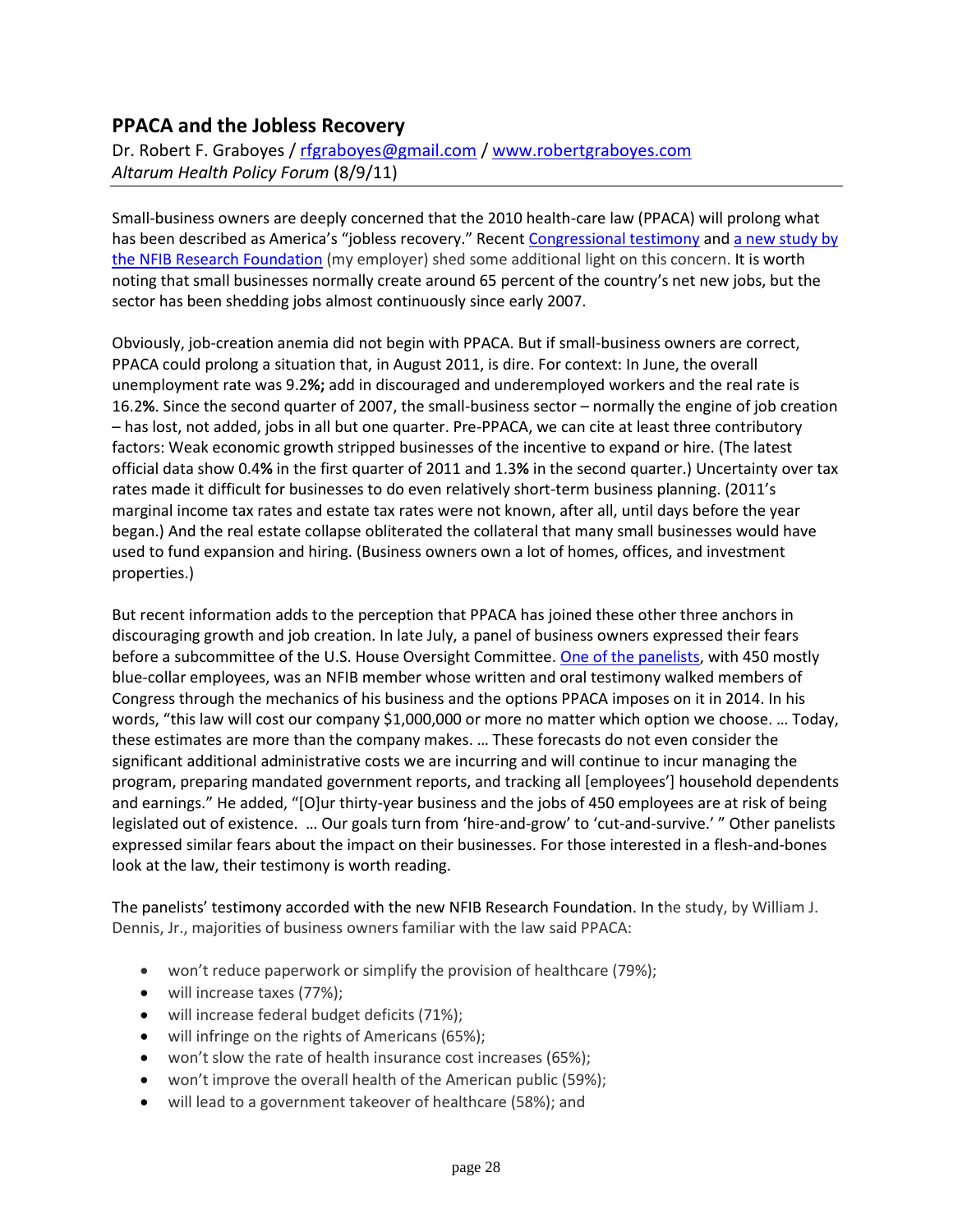## PPACA and the Jobless Recovery

Dr. Robert F. Graboyes / [rfgraboyes@gmail.com](mailto:rfgraboyes@gmail.com) / [www.robertgraboyes.com](http://www.robertgraboyes.com)
*Altarum Health Policy Forum* (8/9/11)

---

Small-business owners are deeply concerned that the 2010 health-care law (PPACA) will prolong what has been described as America's "jobless recovery." Recent [Congressional testimony]() and [a new study by the NFIB Research Foundation]() (my employer) shed some additional light on this concern. It is worth noting that small businesses normally create around 65 percent of the country's net new jobs, but the sector has been shedding jobs almost continuously since early 2007.

Obviously, job-creation anemia did not begin with PPACA. But if small-business owners are correct, PPACA could prolong a situation that, in August 2011, is dire. For context: In June, the overall unemployment rate was 9.2**%;** add in discouraged and underemployed workers and the real rate is 16.2**%**. Since the second quarter of 2007, the small-business sector – normally the engine of job creation – has lost, not added, jobs in all but one quarter. Pre-PPACA, we can cite at least three contributory factors: Weak economic growth stripped businesses of the incentive to expand or hire. (The latest official data show 0.4**%** in the first quarter of 2011 and 1.3**%** in the second quarter.) Uncertainty over tax rates made it difficult for businesses to do even relatively short-term business planning. (2011's marginal income tax rates and estate tax rates were not known, after all, until days before the year began.) And the real estate collapse obliterated the collateral that many small businesses would have used to fund expansion and hiring. (Business owners own a lot of homes, offices, and investment properties.)

But recent information adds to the perception that PPACA has joined these other three anchors in discouraging growth and job creation. In late July, a panel of business owners expressed their fears before a subcommittee of the U.S. House Oversight Committee. [One of the panelists](), with 450 mostly blue-collar employees, was an NFIB member whose written and oral testimony walked members of Congress through the mechanics of his business and the options PPACA imposes on it in 2014. In his words, "this law will cost our company $1,000,000 or more no matter which option we choose. … Today, these estimates are more than the company makes. … These forecasts do not even consider the significant additional administrative costs we are incurring and will continue to incur managing the program, preparing mandated government reports, and tracking all [employees'] household dependents and earnings." He added, "[O]ur thirty-year business and the jobs of 450 employees are at risk of being legislated out of existence. … Our goals turn from 'hire-and-grow' to 'cut-and-survive.' " Other panelists expressed similar fears about the impact on their businesses. For those interested in a flesh-and-bones look at the law, their testimony is worth reading.

The panelists' testimony accorded with the new NFIB Research Foundation. In the study, by William J. Dennis, Jr., majorities of business owners familiar with the law said PPACA:

- won't reduce paperwork or simplify the provision of healthcare (79%);
- will increase taxes (77%);
- will increase federal budget deficits (71%);
- will infringe on the rights of Americans (65%);
- won't slow the rate of health insurance cost increases (65%);
- won't improve the overall health of the American public (59%);
- will lead to a government takeover of healthcare (58%); and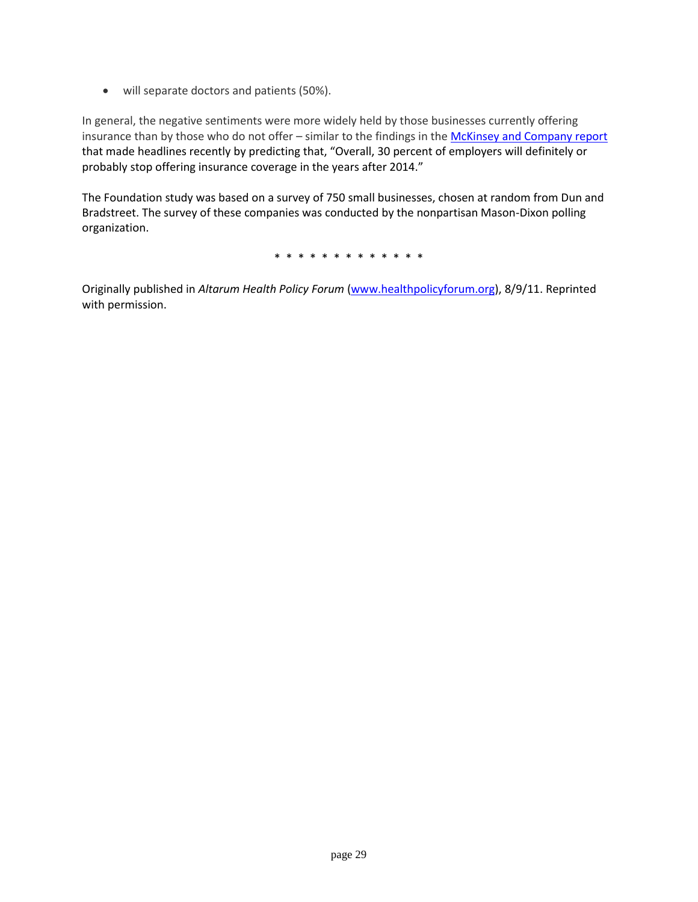- will separate doctors and patients (50%).

In general, the negative sentiments were more widely held by those businesses currently offering insurance than by those who do not offer – similar to the findings in the McKinsey and Company report that made headlines recently by predicting that, "Overall, 30 percent of employers will definitely or probably stop offering insurance coverage in the years after 2014."

The Foundation study was based on a survey of 750 small businesses, chosen at random from Dun and Bradstreet. The survey of these companies was conducted by the nonpartisan Mason-Dixon polling organization.

* * * * * * * * * * * * *

Originally published in *Altarum Health Policy Forum* (www.healthpolicyforum.org), 8/9/11. Reprinted with permission.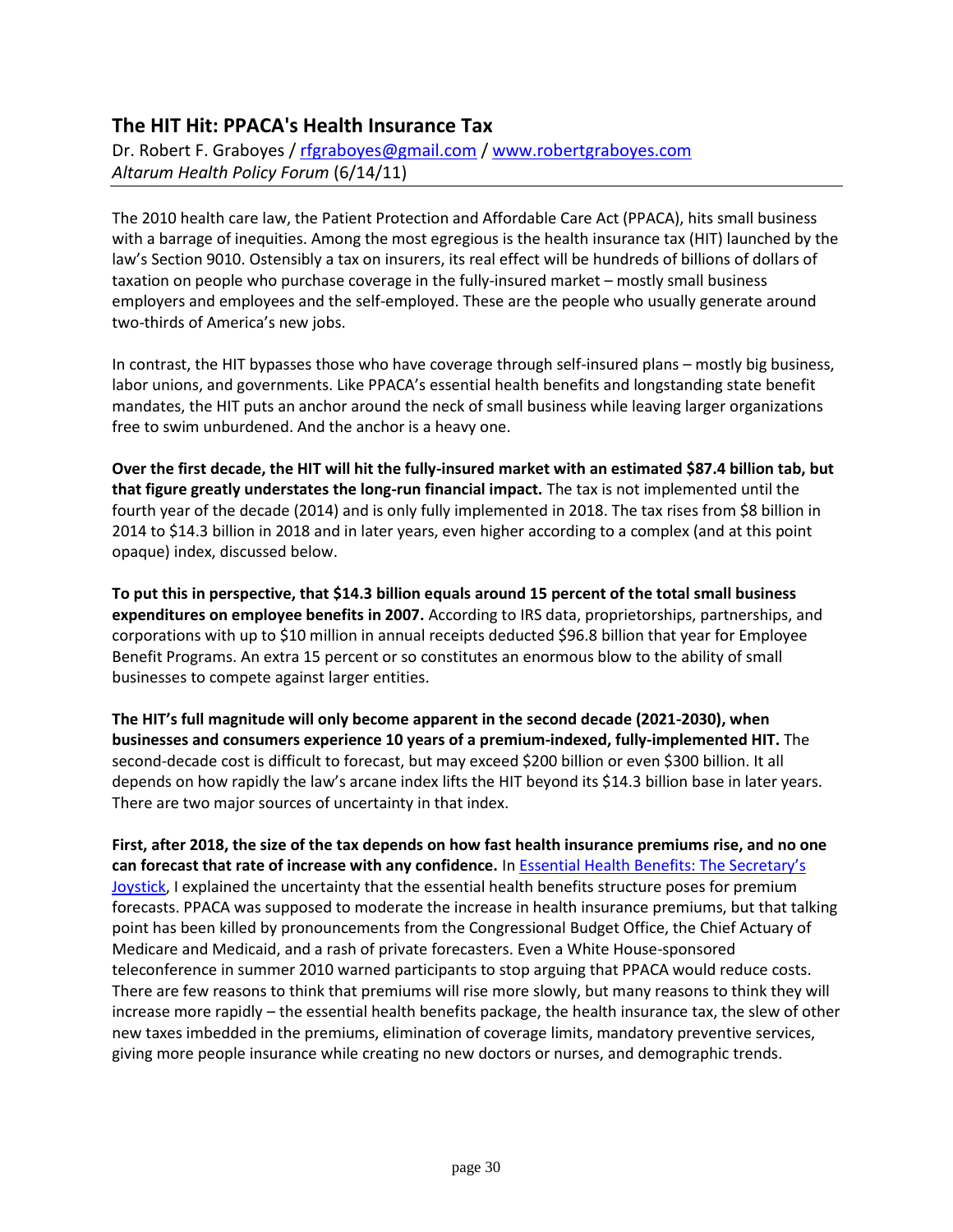## The HIT Hit: PPACA's Health Insurance Tax

Dr. Robert F. Graboyes / [rfgraboyes@gmail.com](mailto:rfgraboyes@gmail.com) / [www.robertgraboyes.com](http://www.robertgraboyes.com)
*Altarum Health Policy Forum* (6/14/11)

---

The 2010 health care law, the Patient Protection and Affordable Care Act (PPACA), hits small business with a barrage of inequities. Among the most egregious is the health insurance tax (HIT) launched by the law's Section 9010. Ostensibly a tax on insurers, its real effect will be hundreds of billions of dollars of taxation on people who purchase coverage in the fully-insured market – mostly small business employers and employees and the self-employed. These are the people who usually generate around two-thirds of America's new jobs.

In contrast, the HIT bypasses those who have coverage through self-insured plans – mostly big business, labor unions, and governments. Like PPACA's essential health benefits and longstanding state benefit mandates, the HIT puts an anchor around the neck of small business while leaving larger organizations free to swim unburdened. And the anchor is a heavy one.

**Over the first decade, the HIT will hit the fully-insured market with an estimated $87.4 billion tab, but that figure greatly understates the long-run financial impact.** The tax is not implemented until the fourth year of the decade (2014) and is only fully implemented in 2018. The tax rises from $8 billion in 2014 to $14.3 billion in 2018 and in later years, even higher according to a complex (and at this point opaque) index, discussed below.

**To put this in perspective, that $14.3 billion equals around 15 percent of the total small business expenditures on employee benefits in 2007.** According to IRS data, proprietorships, partnerships, and corporations with up to $10 million in annual receipts deducted $96.8 billion that year for Employee Benefit Programs. An extra 15 percent or so constitutes an enormous blow to the ability of small businesses to compete against larger entities.

**The HIT's full magnitude will only become apparent in the second decade (2021-2030), when businesses and consumers experience 10 years of a premium-indexed, fully-implemented HIT.** The second-decade cost is difficult to forecast, but may exceed $200 billion or even $300 billion. It all depends on how rapidly the law's arcane index lifts the HIT beyond its $14.3 billion base in later years. There are two major sources of uncertainty in that index.

**First, after 2018, the size of the tax depends on how fast health insurance premiums rise, and no one can forecast that rate of increase with any confidence.** In [Essential Health Benefits: The Secretary's Joystick](), I explained the uncertainty that the essential health benefits structure poses for premium forecasts. PPACA was supposed to moderate the increase in health insurance premiums, but that talking point has been killed by pronouncements from the Congressional Budget Office, the Chief Actuary of Medicare and Medicaid, and a rash of private forecasters. Even a White House-sponsored teleconference in summer 2010 warned participants to stop arguing that PPACA would reduce costs. There are few reasons to think that premiums will rise more slowly, but many reasons to think they will increase more rapidly – the essential health benefits package, the health insurance tax, the slew of other new taxes imbedded in the premiums, elimination of coverage limits, mandatory preventive services, giving more people insurance while creating no new doctors or nurses, and demographic trends.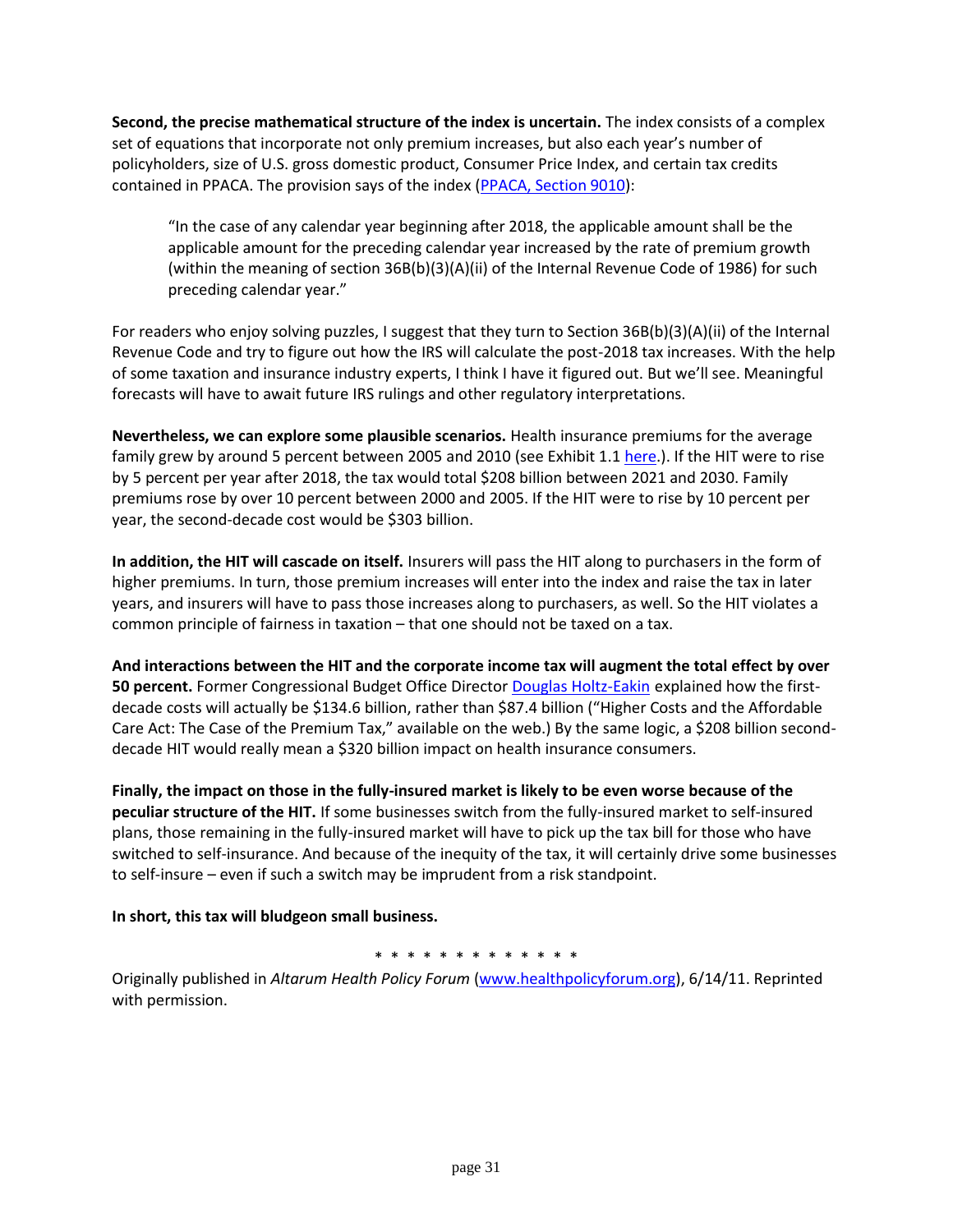**Second, the precise mathematical structure of the index is uncertain.** The index consists of a complex set of equations that incorporate not only premium increases, but also each year's number of policyholders, size of U.S. gross domestic product, Consumer Price Index, and certain tax credits contained in PPACA. The provision says of the index (PPACA, Section 9010):

> "In the case of any calendar year beginning after 2018, the applicable amount shall be the applicable amount for the preceding calendar year increased by the rate of premium growth (within the meaning of section 36B(b)(3)(A)(ii) of the Internal Revenue Code of 1986) for such preceding calendar year."

For readers who enjoy solving puzzles, I suggest that they turn to Section 36B(b)(3)(A)(ii) of the Internal Revenue Code and try to figure out how the IRS will calculate the post-2018 tax increases. With the help of some taxation and insurance industry experts, I think I have it figured out. But we'll see. Meaningful forecasts will have to await future IRS rulings and other regulatory interpretations.

**Nevertheless, we can explore some plausible scenarios.** Health insurance premiums for the average family grew by around 5 percent between 2005 and 2010 (see Exhibit 1.1 here.). If the HIT were to rise by 5 percent per year after 2018, the tax would total $208 billion between 2021 and 2030. Family premiums rose by over 10 percent between 2000 and 2005. If the HIT were to rise by 10 percent per year, the second-decade cost would be $303 billion.

**In addition, the HIT will cascade on itself.** Insurers will pass the HIT along to purchasers in the form of higher premiums. In turn, those premium increases will enter into the index and raise the tax in later years, and insurers will have to pass those increases along to purchasers, as well. So the HIT violates a common principle of fairness in taxation – that one should not be taxed on a tax.

**And interactions between the HIT and the corporate income tax will augment the total effect by over 50 percent.** Former Congressional Budget Office Director Douglas Holtz-Eakin explained how the first-decade costs will actually be $134.6 billion, rather than $87.4 billion ("Higher Costs and the Affordable Care Act: The Case of the Premium Tax," available on the web.) By the same logic, a $208 billion second-decade HIT would really mean a $320 billion impact on health insurance consumers.

**Finally, the impact on those in the fully-insured market is likely to be even worse because of the peculiar structure of the HIT.** If some businesses switch from the fully-insured market to self-insured plans, those remaining in the fully-insured market will have to pick up the tax bill for those who have switched to self-insurance. And because of the inequity of the tax, it will certainly drive some businesses to self-insure – even if such a switch may be imprudent from a risk standpoint.

**In short, this tax will bludgeon small business.**

\* \* \* \* \* \* \* \* \* \* \* \* \*

Originally published in *Altarum Health Policy Forum* (www.healthpolicyforum.org), 6/14/11. Reprinted with permission.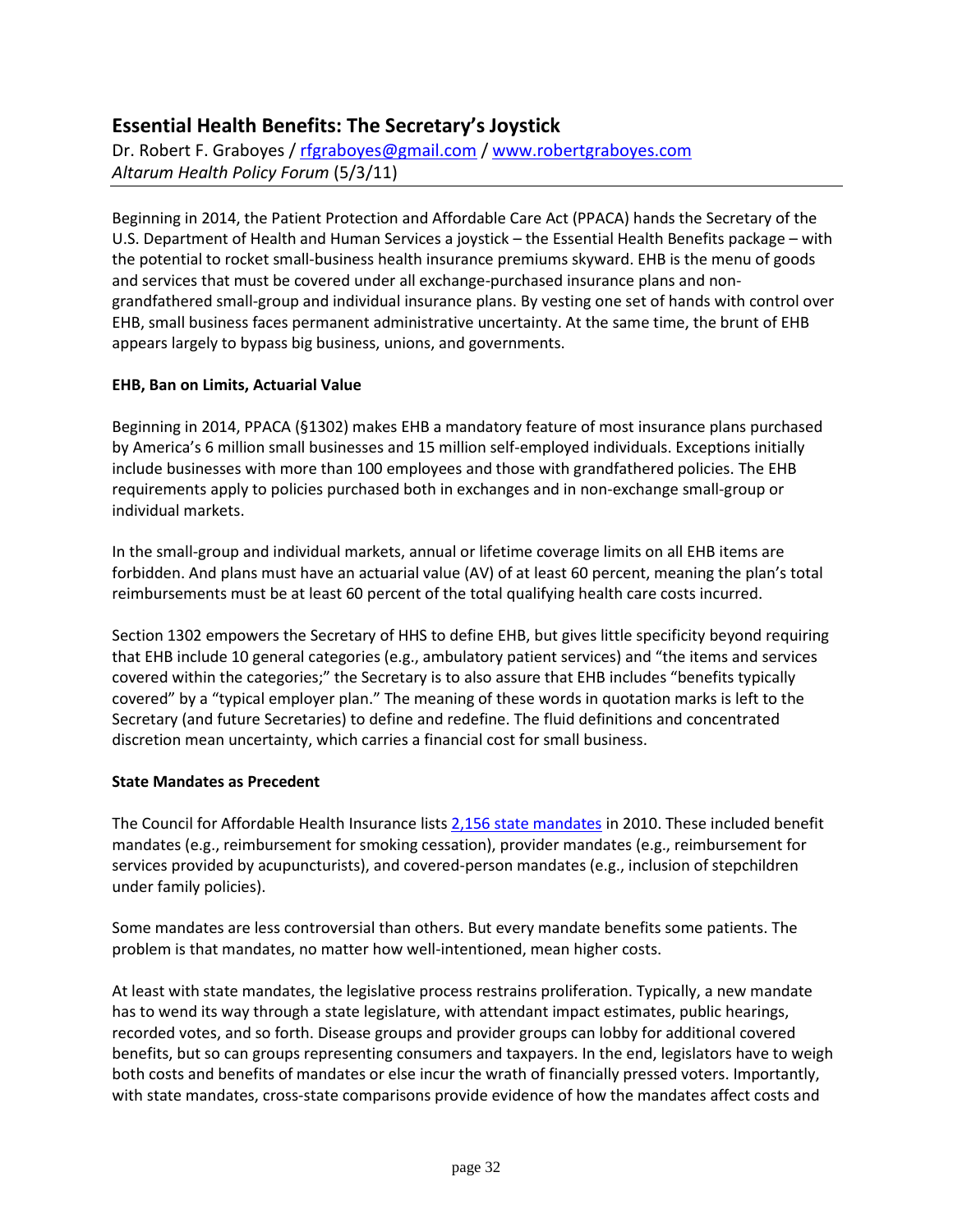## Essential Health Benefits: The Secretary's Joystick

Dr. Robert F. Graboyes / rfgraboyes@gmail.com / www.robertgraboyes.com
*Altarum Health Policy Forum* (5/3/11)

---

Beginning in 2014, the Patient Protection and Affordable Care Act (PPACA) hands the Secretary of the U.S. Department of Health and Human Services a joystick – the Essential Health Benefits package – with the potential to rocket small-business health insurance premiums skyward. EHB is the menu of goods and services that must be covered under all exchange-purchased insurance plans and non-grandfathered small-group and individual insurance plans. By vesting one set of hands with control over EHB, small business faces permanent administrative uncertainty. At the same time, the brunt of EHB appears largely to bypass big business, unions, and governments.

**EHB, Ban on Limits, Actuarial Value**

Beginning in 2014, PPACA (§1302) makes EHB a mandatory feature of most insurance plans purchased by America's 6 million small businesses and 15 million self-employed individuals. Exceptions initially include businesses with more than 100 employees and those with grandfathered policies. The EHB requirements apply to policies purchased both in exchanges and in non-exchange small-group or individual markets.

In the small-group and individual markets, annual or lifetime coverage limits on all EHB items are forbidden. And plans must have an actuarial value (AV) of at least 60 percent, meaning the plan's total reimbursements must be at least 60 percent of the total qualifying health care costs incurred.

Section 1302 empowers the Secretary of HHS to define EHB, but gives little specificity beyond requiring that EHB include 10 general categories (e.g., ambulatory patient services) and "the items and services covered within the categories;" the Secretary is to also assure that EHB includes "benefits typically covered" by a "typical employer plan." The meaning of these words in quotation marks is left to the Secretary (and future Secretaries) to define and redefine. The fluid definitions and concentrated discretion mean uncertainty, which carries a financial cost for small business.

**State Mandates as Precedent**

The Council for Affordable Health Insurance lists 2,156 state mandates in 2010. These included benefit mandates (e.g., reimbursement for smoking cessation), provider mandates (e.g., reimbursement for services provided by acupuncturists), and covered-person mandates (e.g., inclusion of stepchildren under family policies).

Some mandates are less controversial than others. But every mandate benefits some patients. The problem is that mandates, no matter how well-intentioned, mean higher costs.

At least with state mandates, the legislative process restrains proliferation. Typically, a new mandate has to wend its way through a state legislature, with attendant impact estimates, public hearings, recorded votes, and so forth. Disease groups and provider groups can lobby for additional covered benefits, but so can groups representing consumers and taxpayers. In the end, legislators have to weigh both costs and benefits of mandates or else incur the wrath of financially pressed voters. Importantly, with state mandates, cross-state comparisons provide evidence of how the mandates affect costs and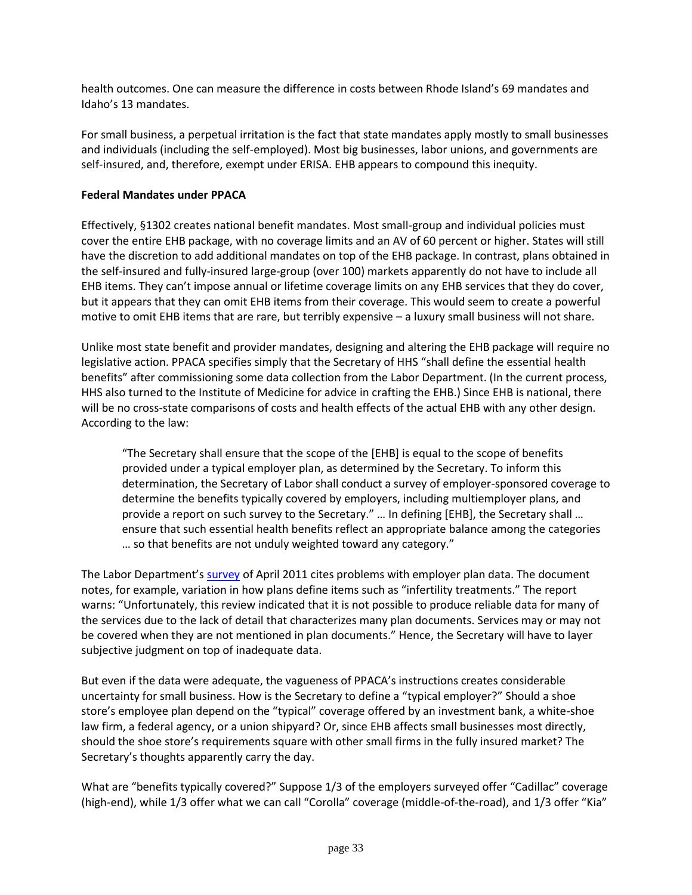health outcomes. One can measure the difference in costs between Rhode Island's 69 mandates and Idaho's 13 mandates.

For small business, a perpetual irritation is the fact that state mandates apply mostly to small businesses and individuals (including the self-employed). Most big businesses, labor unions, and governments are self-insured, and, therefore, exempt under ERISA. EHB appears to compound this inequity.

**Federal Mandates under PPACA**

Effectively, §1302 creates national benefit mandates. Most small-group and individual policies must cover the entire EHB package, with no coverage limits and an AV of 60 percent or higher. States will still have the discretion to add additional mandates on top of the EHB package. In contrast, plans obtained in the self-insured and fully-insured large-group (over 100) markets apparently do not have to include all EHB items. They can't impose annual or lifetime coverage limits on any EHB services that they do cover, but it appears that they can omit EHB items from their coverage. This would seem to create a powerful motive to omit EHB items that are rare, but terribly expensive – a luxury small business will not share.

Unlike most state benefit and provider mandates, designing and altering the EHB package will require no legislative action. PPACA specifies simply that the Secretary of HHS "shall define the essential health benefits" after commissioning some data collection from the Labor Department. (In the current process, HHS also turned to the Institute of Medicine for advice in crafting the EHB.) Since EHB is national, there will be no cross-state comparisons of costs and health effects of the actual EHB with any other design. According to the law:

> "The Secretary shall ensure that the scope of the [EHB] is equal to the scope of benefits provided under a typical employer plan, as determined by the Secretary. To inform this determination, the Secretary of Labor shall conduct a survey of employer-sponsored coverage to determine the benefits typically covered by employers, including multiemployer plans, and provide a report on such survey to the Secretary." … In defining [EHB], the Secretary shall … ensure that such essential health benefits reflect an appropriate balance among the categories … so that benefits are not unduly weighted toward any category."

The Labor Department's survey of April 2011 cites problems with employer plan data. The document notes, for example, variation in how plans define items such as "infertility treatments." The report warns: "Unfortunately, this review indicated that it is not possible to produce reliable data for many of the services due to the lack of detail that characterizes many plan documents. Services may or may not be covered when they are not mentioned in plan documents." Hence, the Secretary will have to layer subjective judgment on top of inadequate data.

But even if the data were adequate, the vagueness of PPACA's instructions creates considerable uncertainty for small business. How is the Secretary to define a "typical employer?" Should a shoe store's employee plan depend on the "typical" coverage offered by an investment bank, a white-shoe law firm, a federal agency, or a union shipyard? Or, since EHB affects small businesses most directly, should the shoe store's requirements square with other small firms in the fully insured market? The Secretary's thoughts apparently carry the day.

What are "benefits typically covered?" Suppose 1/3 of the employers surveyed offer "Cadillac" coverage (high-end), while 1/3 offer what we can call "Corolla" coverage (middle-of-the-road), and 1/3 offer "Kia"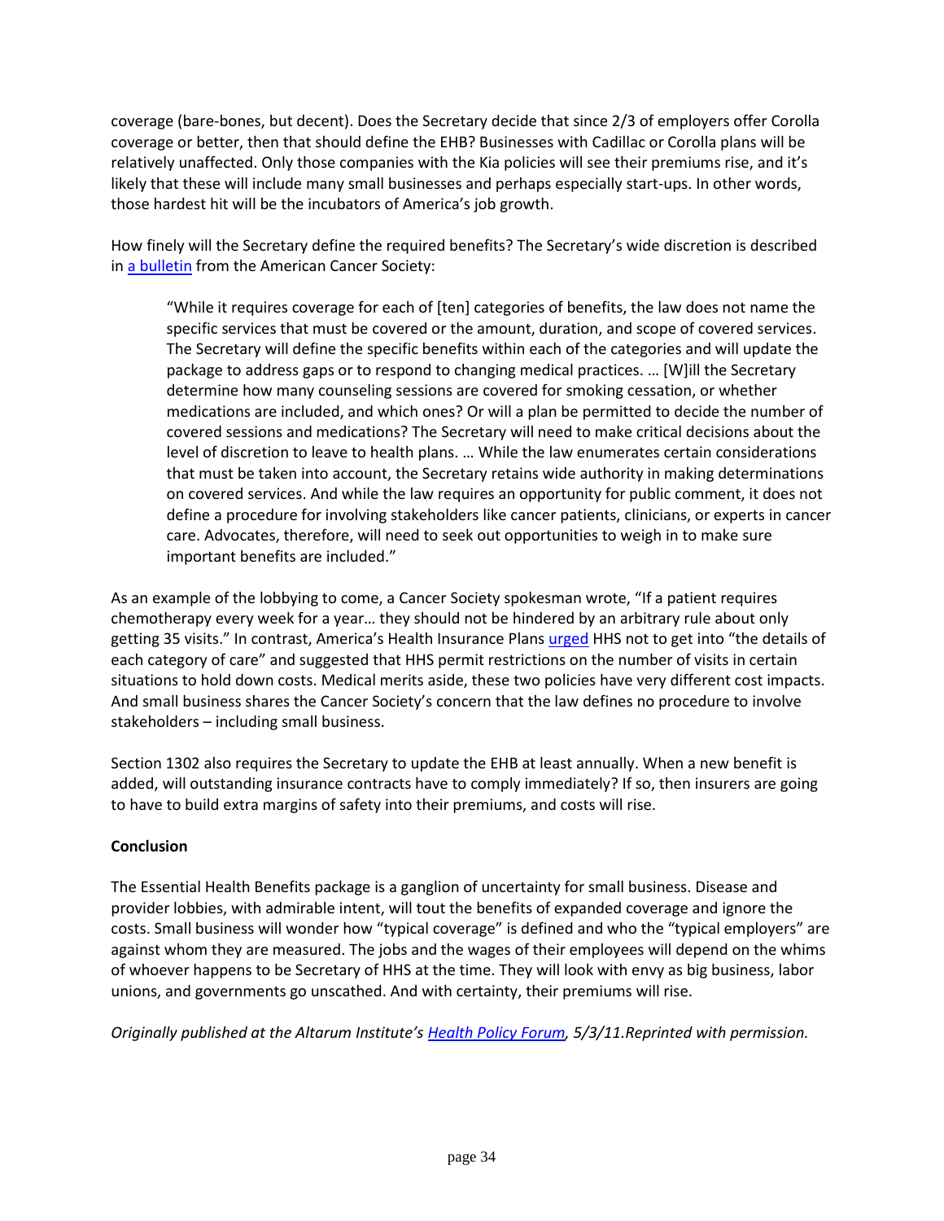coverage (bare-bones, but decent). Does the Secretary decide that since 2/3 of employers offer Corolla coverage or better, then that should define the EHB? Businesses with Cadillac or Corolla plans will be relatively unaffected. Only those companies with the Kia policies will see their premiums rise, and it's likely that these will include many small businesses and perhaps especially start-ups. In other words, those hardest hit will be the incubators of America's job growth.

How finely will the Secretary define the required benefits? The Secretary's wide discretion is described in a bulletin from the American Cancer Society:

> "While it requires coverage for each of [ten] categories of benefits, the law does not name the specific services that must be covered or the amount, duration, and scope of covered services. The Secretary will define the specific benefits within each of the categories and will update the package to address gaps or to respond to changing medical practices. … [W]ill the Secretary determine how many counseling sessions are covered for smoking cessation, or whether medications are included, and which ones? Or will a plan be permitted to decide the number of covered sessions and medications? The Secretary will need to make critical decisions about the level of discretion to leave to health plans. … While the law enumerates certain considerations that must be taken into account, the Secretary retains wide authority in making determinations on covered services. And while the law requires an opportunity for public comment, it does not define a procedure for involving stakeholders like cancer patients, clinicians, or experts in cancer care. Advocates, therefore, will need to seek out opportunities to weigh in to make sure important benefits are included."

As an example of the lobbying to come, a Cancer Society spokesman wrote, "If a patient requires chemotherapy every week for a year… they should not be hindered by an arbitrary rule about only getting 35 visits." In contrast, America's Health Insurance Plans urged HHS not to get into "the details of each category of care" and suggested that HHS permit restrictions on the number of visits in certain situations to hold down costs. Medical merits aside, these two policies have very different cost impacts. And small business shares the Cancer Society's concern that the law defines no procedure to involve stakeholders – including small business.

Section 1302 also requires the Secretary to update the EHB at least annually. When a new benefit is added, will outstanding insurance contracts have to comply immediately? If so, then insurers are going to have to build extra margins of safety into their premiums, and costs will rise.

**Conclusion**

The Essential Health Benefits package is a ganglion of uncertainty for small business. Disease and provider lobbies, with admirable intent, will tout the benefits of expanded coverage and ignore the costs. Small business will wonder how "typical coverage" is defined and who the "typical employers" are against whom they are measured. The jobs and the wages of their employees will depend on the whims of whoever happens to be Secretary of HHS at the time. They will look with envy as big business, labor unions, and governments go unscathed. And with certainty, their premiums will rise.

*Originally published at the Altarum Institute's Health Policy Forum, 5/3/11.Reprinted with permission.*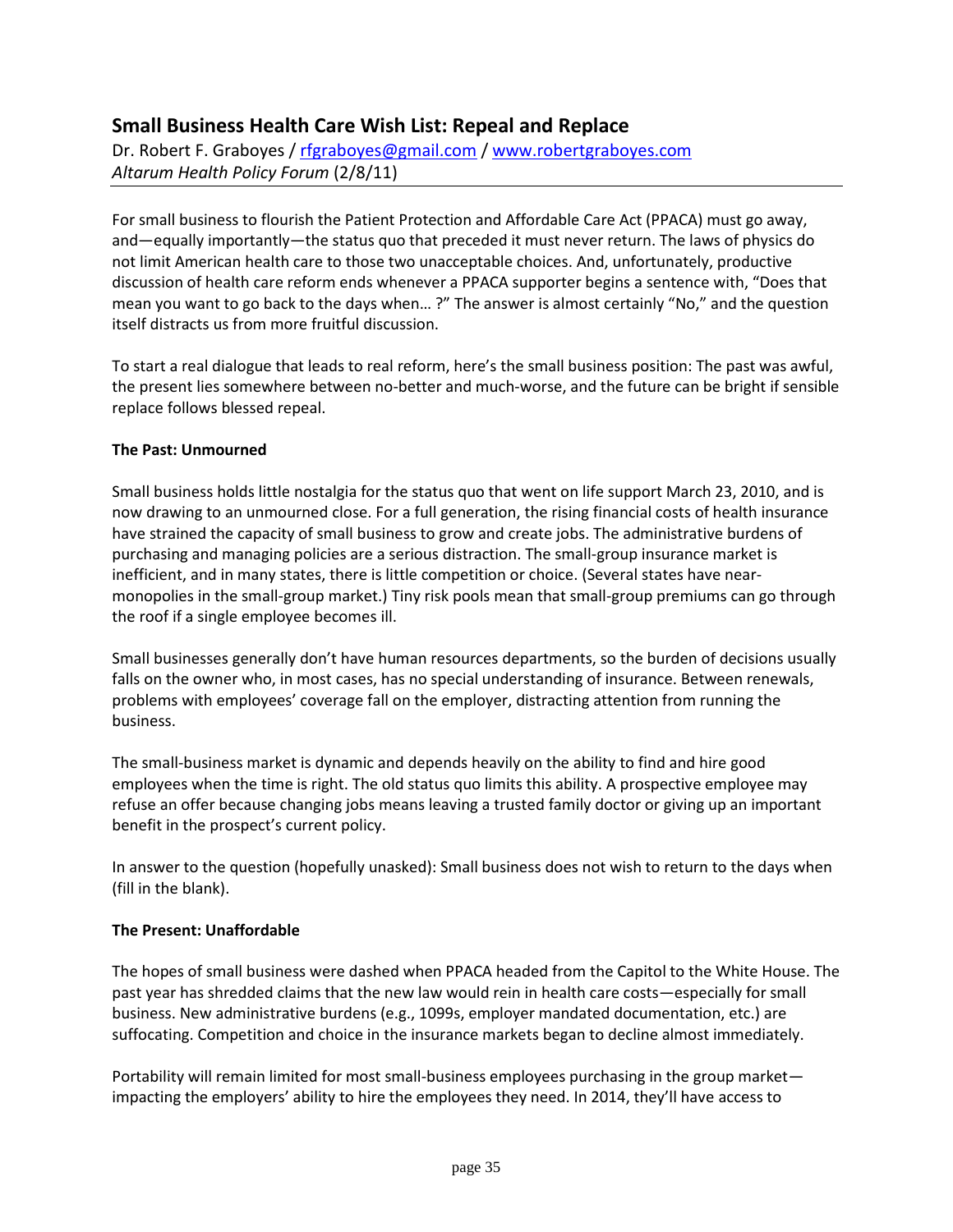## Small Business Health Care Wish List: Repeal and Replace

Dr. Robert F. Graboyes / rfgraboyes@gmail.com / www.robertgraboyes.com
*Altarum Health Policy Forum* (2/8/11)

For small business to flourish the Patient Protection and Affordable Care Act (PPACA) must go away, and—equally importantly—the status quo that preceded it must never return. The laws of physics do not limit American health care to those two unacceptable choices. And, unfortunately, productive discussion of health care reform ends whenever a PPACA supporter begins a sentence with, "Does that mean you want to go back to the days when… ?" The answer is almost certainly "No," and the question itself distracts us from more fruitful discussion.

To start a real dialogue that leads to real reform, here's the small business position: The past was awful, the present lies somewhere between no-better and much-worse, and the future can be bright if sensible replace follows blessed repeal.

**The Past: Unmourned**

Small business holds little nostalgia for the status quo that went on life support March 23, 2010, and is now drawing to an unmourned close. For a full generation, the rising financial costs of health insurance have strained the capacity of small business to grow and create jobs. The administrative burdens of purchasing and managing policies are a serious distraction. The small-group insurance market is inefficient, and in many states, there is little competition or choice. (Several states have near-monopolies in the small-group market.) Tiny risk pools mean that small-group premiums can go through the roof if a single employee becomes ill.

Small businesses generally don't have human resources departments, so the burden of decisions usually falls on the owner who, in most cases, has no special understanding of insurance. Between renewals, problems with employees' coverage fall on the employer, distracting attention from running the business.

The small-business market is dynamic and depends heavily on the ability to find and hire good employees when the time is right. The old status quo limits this ability. A prospective employee may refuse an offer because changing jobs means leaving a trusted family doctor or giving up an important benefit in the prospect's current policy.

In answer to the question (hopefully unasked): Small business does not wish to return to the days when (fill in the blank).

**The Present: Unaffordable**

The hopes of small business were dashed when PPACA headed from the Capitol to the White House. The past year has shredded claims that the new law would rein in health care costs—especially for small business. New administrative burdens (e.g., 1099s, employer mandated documentation, etc.) are suffocating. Competition and choice in the insurance markets began to decline almost immediately.

Portability will remain limited for most small-business employees purchasing in the group market—impacting the employers' ability to hire the employees they need. In 2014, they'll have access to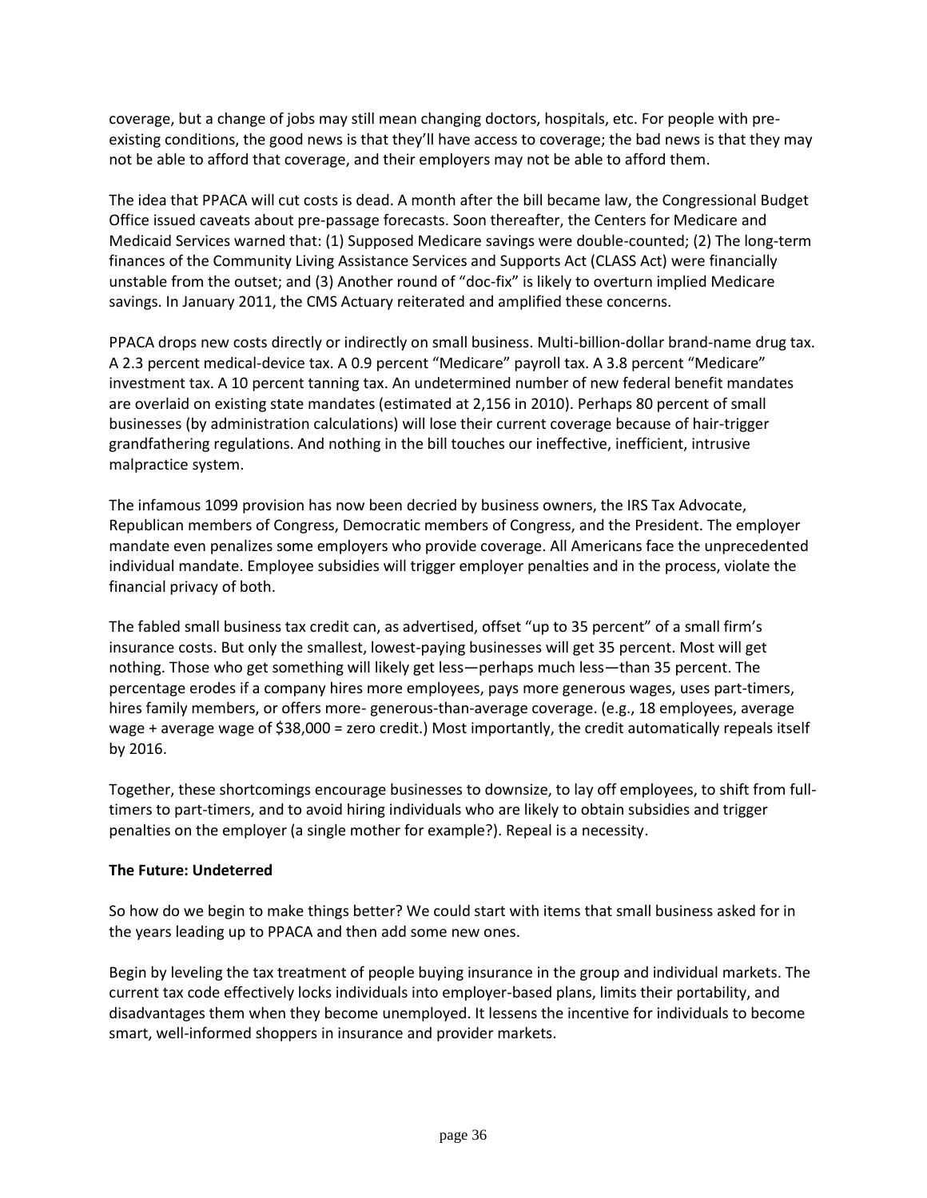coverage, but a change of jobs may still mean changing doctors, hospitals, etc. For people with pre-existing conditions, the good news is that they'll have access to coverage; the bad news is that they may not be able to afford that coverage, and their employers may not be able to afford them.

The idea that PPACA will cut costs is dead. A month after the bill became law, the Congressional Budget Office issued caveats about pre-passage forecasts. Soon thereafter, the Centers for Medicare and Medicaid Services warned that: (1) Supposed Medicare savings were double-counted; (2) The long-term finances of the Community Living Assistance Services and Supports Act (CLASS Act) were financially unstable from the outset; and (3) Another round of "doc-fix" is likely to overturn implied Medicare savings. In January 2011, the CMS Actuary reiterated and amplified these concerns.

PPACA drops new costs directly or indirectly on small business. Multi-billion-dollar brand-name drug tax. A 2.3 percent medical-device tax. A 0.9 percent "Medicare" payroll tax. A 3.8 percent "Medicare" investment tax. A 10 percent tanning tax. An undetermined number of new federal benefit mandates are overlaid on existing state mandates (estimated at 2,156 in 2010). Perhaps 80 percent of small businesses (by administration calculations) will lose their current coverage because of hair-trigger grandfathering regulations. And nothing in the bill touches our ineffective, inefficient, intrusive malpractice system.

The infamous 1099 provision has now been decried by business owners, the IRS Tax Advocate, Republican members of Congress, Democratic members of Congress, and the President. The employer mandate even penalizes some employers who provide coverage. All Americans face the unprecedented individual mandate. Employee subsidies will trigger employer penalties and in the process, violate the financial privacy of both.

The fabled small business tax credit can, as advertised, offset "up to 35 percent" of a small firm's insurance costs. But only the smallest, lowest-paying businesses will get 35 percent. Most will get nothing. Those who get something will likely get less—perhaps much less—than 35 percent. The percentage erodes if a company hires more employees, pays more generous wages, uses part-timers, hires family members, or offers more- generous-than-average coverage. (e.g., 18 employees, average wage + average wage of $38,000 = zero credit.) Most importantly, the credit automatically repeals itself by 2016.

Together, these shortcomings encourage businesses to downsize, to lay off employees, to shift from full-timers to part-timers, and to avoid hiring individuals who are likely to obtain subsidies and trigger penalties on the employer (a single mother for example?). Repeal is a necessity.

**The Future: Undeterred**

So how do we begin to make things better? We could start with items that small business asked for in the years leading up to PPACA and then add some new ones.

Begin by leveling the tax treatment of people buying insurance in the group and individual markets. The current tax code effectively locks individuals into employer-based plans, limits their portability, and disadvantages them when they become unemployed. It lessens the incentive for individuals to become smart, well-informed shoppers in insurance and provider markets.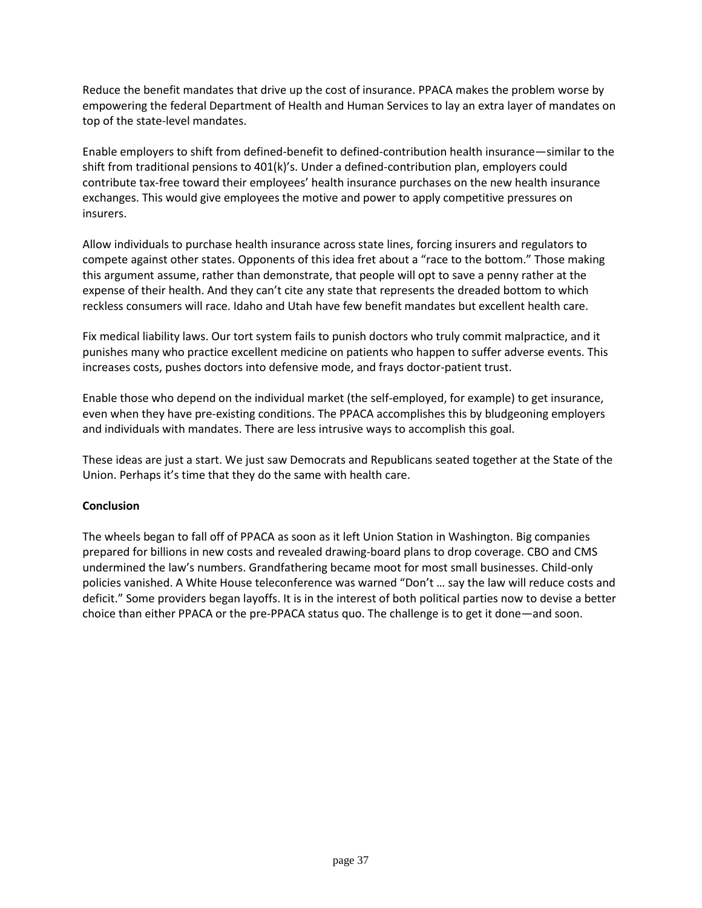Reduce the benefit mandates that drive up the cost of insurance. PPACA makes the problem worse by empowering the federal Department of Health and Human Services to lay an extra layer of mandates on top of the state-level mandates.

Enable employers to shift from defined-benefit to defined-contribution health insurance—similar to the shift from traditional pensions to 401(k)'s. Under a defined-contribution plan, employers could contribute tax-free toward their employees' health insurance purchases on the new health insurance exchanges. This would give employees the motive and power to apply competitive pressures on insurers.

Allow individuals to purchase health insurance across state lines, forcing insurers and regulators to compete against other states. Opponents of this idea fret about a "race to the bottom." Those making this argument assume, rather than demonstrate, that people will opt to save a penny rather at the expense of their health. And they can't cite any state that represents the dreaded bottom to which reckless consumers will race. Idaho and Utah have few benefit mandates but excellent health care.

Fix medical liability laws. Our tort system fails to punish doctors who truly commit malpractice, and it punishes many who practice excellent medicine on patients who happen to suffer adverse events. This increases costs, pushes doctors into defensive mode, and frays doctor-patient trust.

Enable those who depend on the individual market (the self-employed, for example) to get insurance, even when they have pre-existing conditions. The PPACA accomplishes this by bludgeoning employers and individuals with mandates. There are less intrusive ways to accomplish this goal.

These ideas are just a start. We just saw Democrats and Republicans seated together at the State of the Union. Perhaps it's time that they do the same with health care.

**Conclusion**

The wheels began to fall off of PPACA as soon as it left Union Station in Washington. Big companies prepared for billions in new costs and revealed drawing-board plans to drop coverage. CBO and CMS undermined the law's numbers. Grandfathering became moot for most small businesses. Child-only policies vanished. A White House teleconference was warned "Don't … say the law will reduce costs and deficit." Some providers began layoffs. It is in the interest of both political parties now to devise a better choice than either PPACA or the pre-PPACA status quo. The challenge is to get it done—and soon.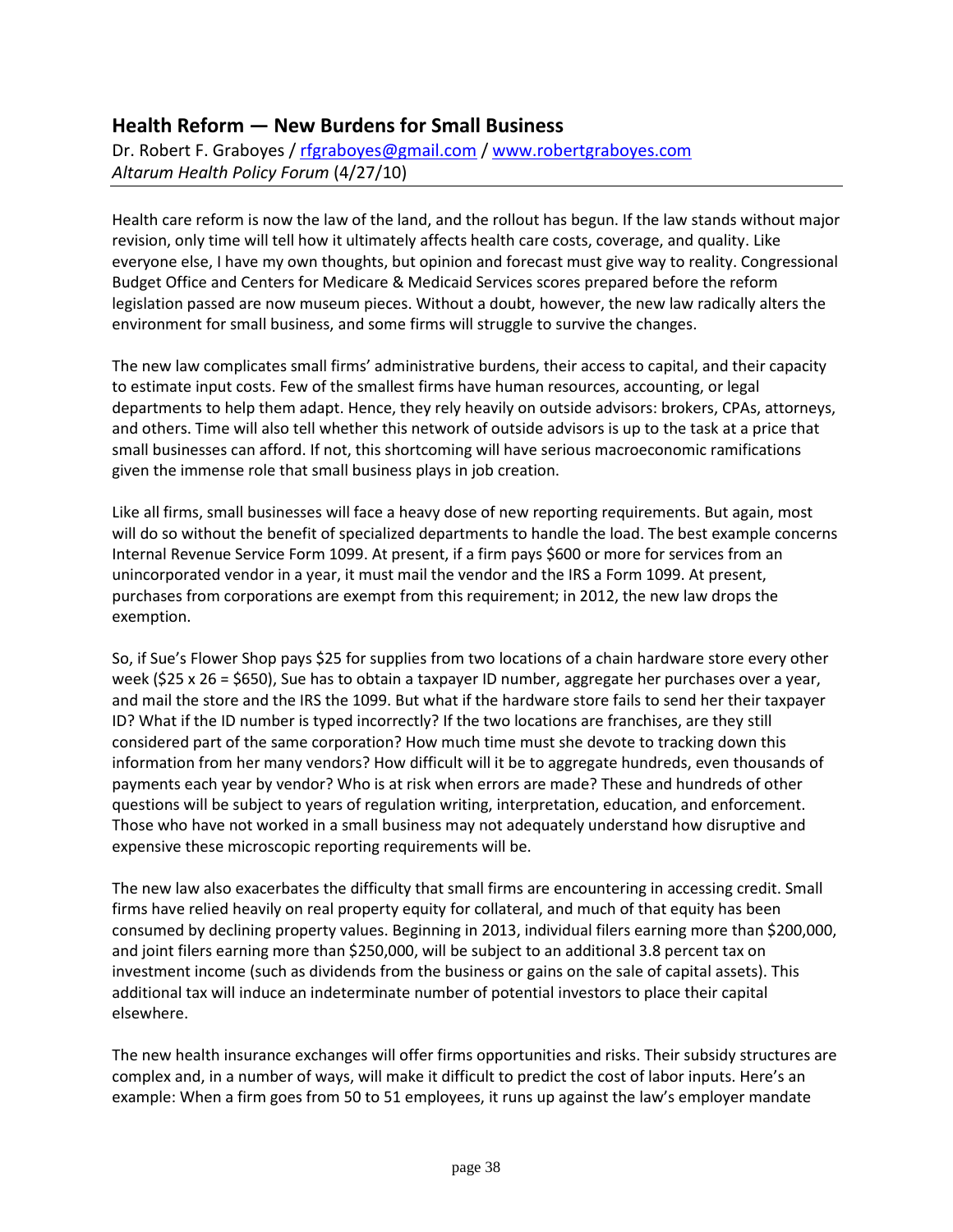## Health Reform — New Burdens for Small Business

Dr. Robert F. Graboyes / rfgraboyes@gmail.com / www.robertgraboyes.com
*Altarum Health Policy Forum* (4/27/10)

---

Health care reform is now the law of the land, and the rollout has begun. If the law stands without major revision, only time will tell how it ultimately affects health care costs, coverage, and quality. Like everyone else, I have my own thoughts, but opinion and forecast must give way to reality. Congressional Budget Office and Centers for Medicare & Medicaid Services scores prepared before the reform legislation passed are now museum pieces. Without a doubt, however, the new law radically alters the environment for small business, and some firms will struggle to survive the changes.

The new law complicates small firms' administrative burdens, their access to capital, and their capacity to estimate input costs. Few of the smallest firms have human resources, accounting, or legal departments to help them adapt. Hence, they rely heavily on outside advisors: brokers, CPAs, attorneys, and others. Time will also tell whether this network of outside advisors is up to the task at a price that small businesses can afford. If not, this shortcoming will have serious macroeconomic ramifications given the immense role that small business plays in job creation.

Like all firms, small businesses will face a heavy dose of new reporting requirements. But again, most will do so without the benefit of specialized departments to handle the load. The best example concerns Internal Revenue Service Form 1099. At present, if a firm pays $600 or more for services from an unincorporated vendor in a year, it must mail the vendor and the IRS a Form 1099. At present, purchases from corporations are exempt from this requirement; in 2012, the new law drops the exemption.

So, if Sue's Flower Shop pays $25 for supplies from two locations of a chain hardware store every other week ($25 x 26 = $650), Sue has to obtain a taxpayer ID number, aggregate her purchases over a year, and mail the store and the IRS the 1099. But what if the hardware store fails to send her their taxpayer ID? What if the ID number is typed incorrectly? If the two locations are franchises, are they still considered part of the same corporation? How much time must she devote to tracking down this information from her many vendors? How difficult will it be to aggregate hundreds, even thousands of payments each year by vendor? Who is at risk when errors are made? These and hundreds of other questions will be subject to years of regulation writing, interpretation, education, and enforcement. Those who have not worked in a small business may not adequately understand how disruptive and expensive these microscopic reporting requirements will be.

The new law also exacerbates the difficulty that small firms are encountering in accessing credit. Small firms have relied heavily on real property equity for collateral, and much of that equity has been consumed by declining property values. Beginning in 2013, individual filers earning more than $200,000, and joint filers earning more than $250,000, will be subject to an additional 3.8 percent tax on investment income (such as dividends from the business or gains on the sale of capital assets). This additional tax will induce an indeterminate number of potential investors to place their capital elsewhere.

The new health insurance exchanges will offer firms opportunities and risks. Their subsidy structures are complex and, in a number of ways, will make it difficult to predict the cost of labor inputs. Here's an example: When a firm goes from 50 to 51 employees, it runs up against the law's employer mandate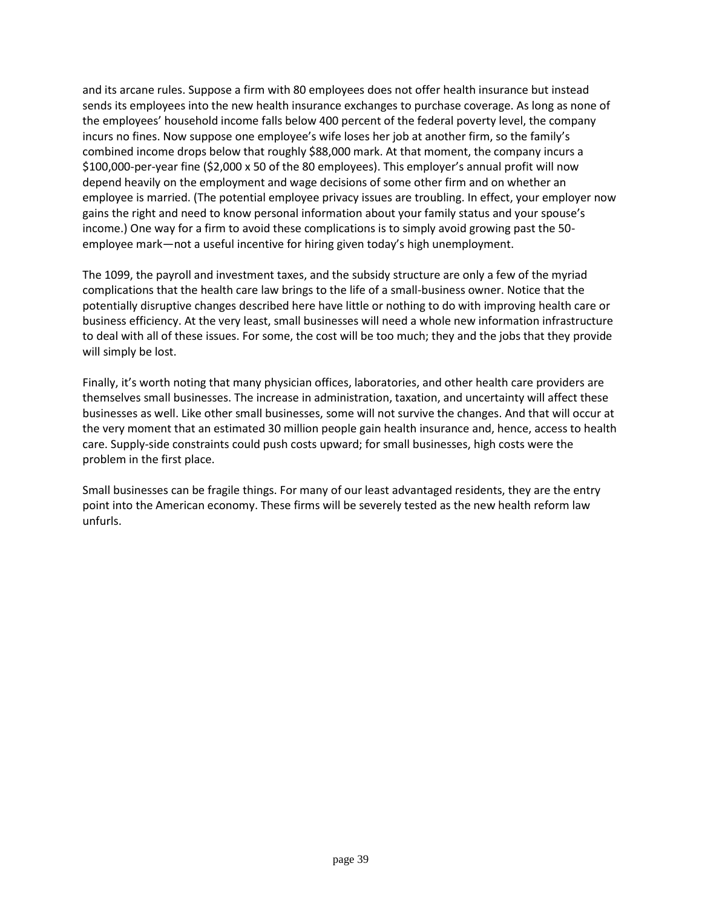and its arcane rules. Suppose a firm with 80 employees does not offer health insurance but instead sends its employees into the new health insurance exchanges to purchase coverage. As long as none of the employees' household income falls below 400 percent of the federal poverty level, the company incurs no fines. Now suppose one employee's wife loses her job at another firm, so the family's combined income drops below that roughly $88,000 mark. At that moment, the company incurs a $100,000-per-year fine ($2,000 x 50 of the 80 employees). This employer's annual profit will now depend heavily on the employment and wage decisions of some other firm and on whether an employee is married. (The potential employee privacy issues are troubling. In effect, your employer now gains the right and need to know personal information about your family status and your spouse's income.) One way for a firm to avoid these complications is to simply avoid growing past the 50-employee mark—not a useful incentive for hiring given today's high unemployment.

The 1099, the payroll and investment taxes, and the subsidy structure are only a few of the myriad complications that the health care law brings to the life of a small-business owner. Notice that the potentially disruptive changes described here have little or nothing to do with improving health care or business efficiency. At the very least, small businesses will need a whole new information infrastructure to deal with all of these issues. For some, the cost will be too much; they and the jobs that they provide will simply be lost.

Finally, it's worth noting that many physician offices, laboratories, and other health care providers are themselves small businesses. The increase in administration, taxation, and uncertainty will affect these businesses as well. Like other small businesses, some will not survive the changes. And that will occur at the very moment that an estimated 30 million people gain health insurance and, hence, access to health care. Supply-side constraints could push costs upward; for small businesses, high costs were the problem in the first place.

Small businesses can be fragile things. For many of our least advantaged residents, they are the entry point into the American economy. These firms will be severely tested as the new health reform law unfurls.